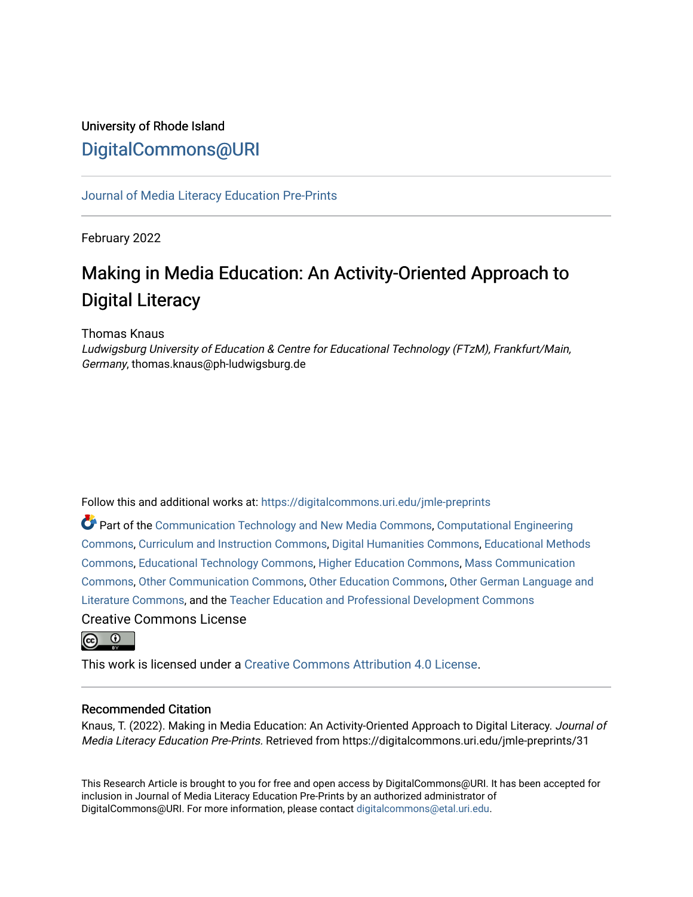University of Rhode Island

DigitalCommons@URI

Journal of Media Literacy Education Pre-Prints

February 2022

# Making in Media Education: An Activity-Oriented Approach to Digital Literacy

Thomas Knaus

*Ludwigsburg University of Education & Centre for Educational Technology (FTzM), Frankfurt/Main, Germany*, thomas.knaus@ph-ludwigsburg.de

Follow this and additional works at: https://digitalcommons.uri.edu/jmle-preprints

Part of the Communication Technology and New Media Commons, Computational Engineering Commons, Curriculum and Instruction Commons, Digital Humanities Commons, Educational Methods Commons, Educational Technology Commons, Higher Education Commons, Mass Communication Commons, Other Communication Commons, Other Education Commons, Other German Language and Literature Commons, and the Teacher Education and Professional Development Commons

Creative Commons License

This work is licensed under a Creative Commons Attribution 4.0 License.

## Recommended Citation

Knaus, T. (2022). Making in Media Education: An Activity-Oriented Approach to Digital Literacy. *Journal of Media Literacy Education Pre-Prints.* Retrieved from https://digitalcommons.uri.edu/jmle-preprints/31

This Research Article is brought to you for free and open access by DigitalCommons@URI. It has been accepted for inclusion in Journal of Media Literacy Education Pre-Prints by an authorized administrator of DigitalCommons@URI. For more information, please contact digitalcommons@etal.uri.edu.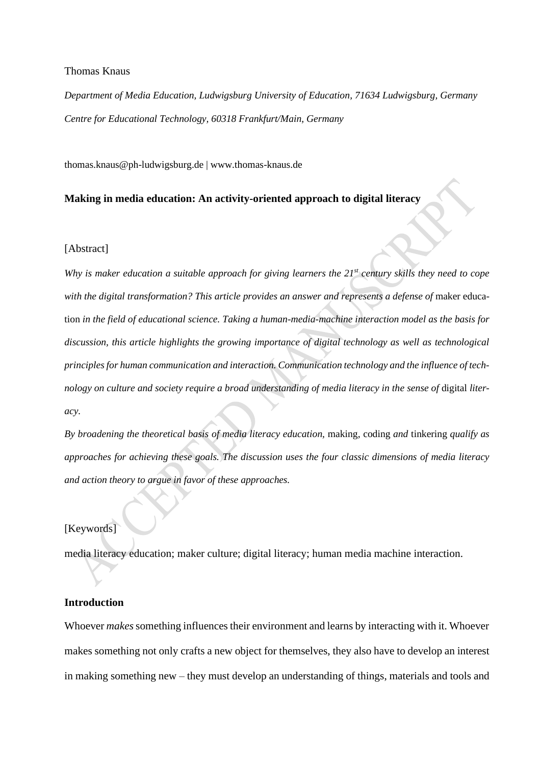Thomas Knaus

*Department of Media Education, Ludwigsburg University of Education, 71634 Ludwigsburg, Germany*

*Centre for Educational Technology, 60318 Frankfurt/Main, Germany*

thomas.knaus@ph-ludwigsburg.de | www.thomas-knaus.de

**Making in media education: An activity-oriented approach to digital literacy**

[Abstract]

*Why is maker education a suitable approach for giving learners the 21st century skills they need to cope with the digital transformation? This article provides an answer and represents a defense of* maker education *in the field of educational science. Taking a human-media-machine interaction model as the basis for discussion, this article highlights the growing importance of digital technology as well as technological principles for human communication and interaction. Communication technology and the influence of technology on culture and society require a broad understanding of media literacy in the sense of* digital *literacy.*

*By broadening the theoretical basis of media literacy education,* making, coding *and* tinkering *qualify as approaches for achieving these goals. The discussion uses the four classic dimensions of media literacy and action theory to argue in favor of these approaches.*

[Keywords]

media literacy education; maker culture; digital literacy; human media machine interaction.

**Introduction**

Whoever *makes* something influences their environment and learns by interacting with it. Whoever makes something not only crafts a new object for themselves, they also have to develop an interest in making something new – they must develop an understanding of things, materials and tools and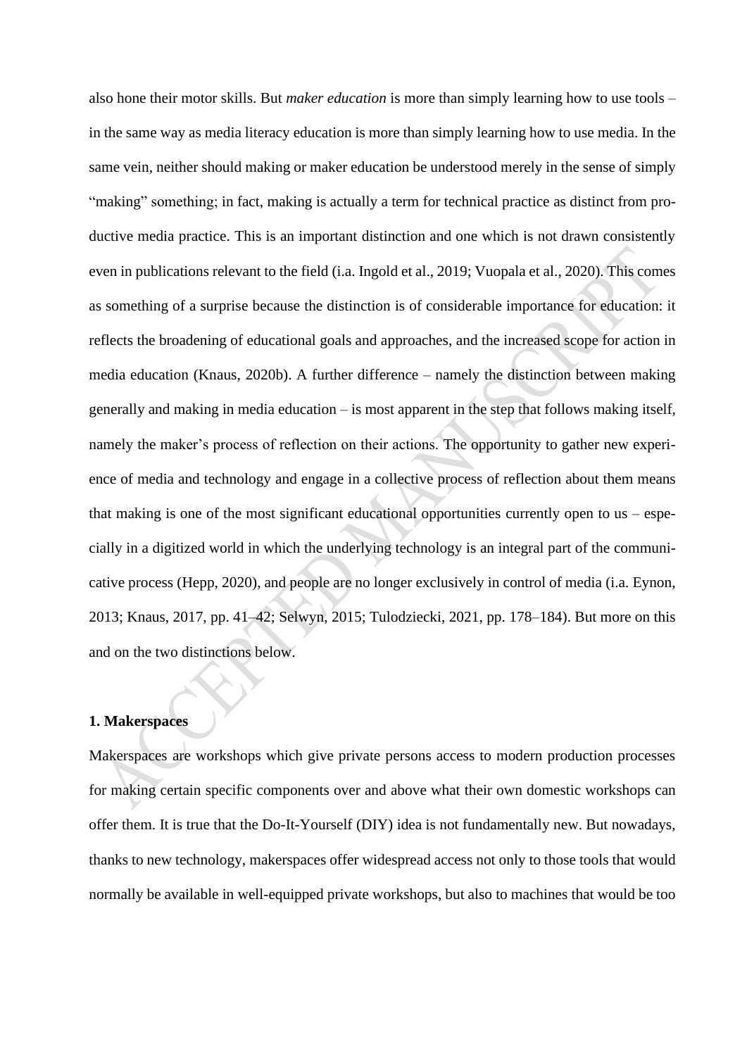also hone their motor skills. But *maker education* is more than simply learning how to use tools – in the same way as media literacy education is more than simply learning how to use media. In the same vein, neither should making or maker education be understood merely in the sense of simply "making" something; in fact, making is actually a term for technical practice as distinct from productive media practice. This is an important distinction and one which is not drawn consistently even in publications relevant to the field (i.a. Ingold et al., 2019; Vuopala et al., 2020). This comes as something of a surprise because the distinction is of considerable importance for education: it reflects the broadening of educational goals and approaches, and the increased scope for action in media education (Knaus, 2020b). A further difference – namely the distinction between making generally and making in media education – is most apparent in the step that follows making itself, namely the maker's process of reflection on their actions. The opportunity to gather new experience of media and technology and engage in a collective process of reflection about them means that making is one of the most significant educational opportunities currently open to us – especially in a digitized world in which the underlying technology is an integral part of the communicative process (Hepp, 2020), and people are no longer exclusively in control of media (i.a. Eynon, 2013; Knaus, 2017, pp. 41–42; Selwyn, 2015; Tulodziecki, 2021, pp. 178–184). But more on this and on the two distinctions below.

## 1. Makerspaces

Makerspaces are workshops which give private persons access to modern production processes for making certain specific components over and above what their own domestic workshops can offer them. It is true that the Do-It-Yourself (DIY) idea is not fundamentally new. But nowadays, thanks to new technology, makerspaces offer widespread access not only to those tools that would normally be available in well-equipped private workshops, but also to machines that would be too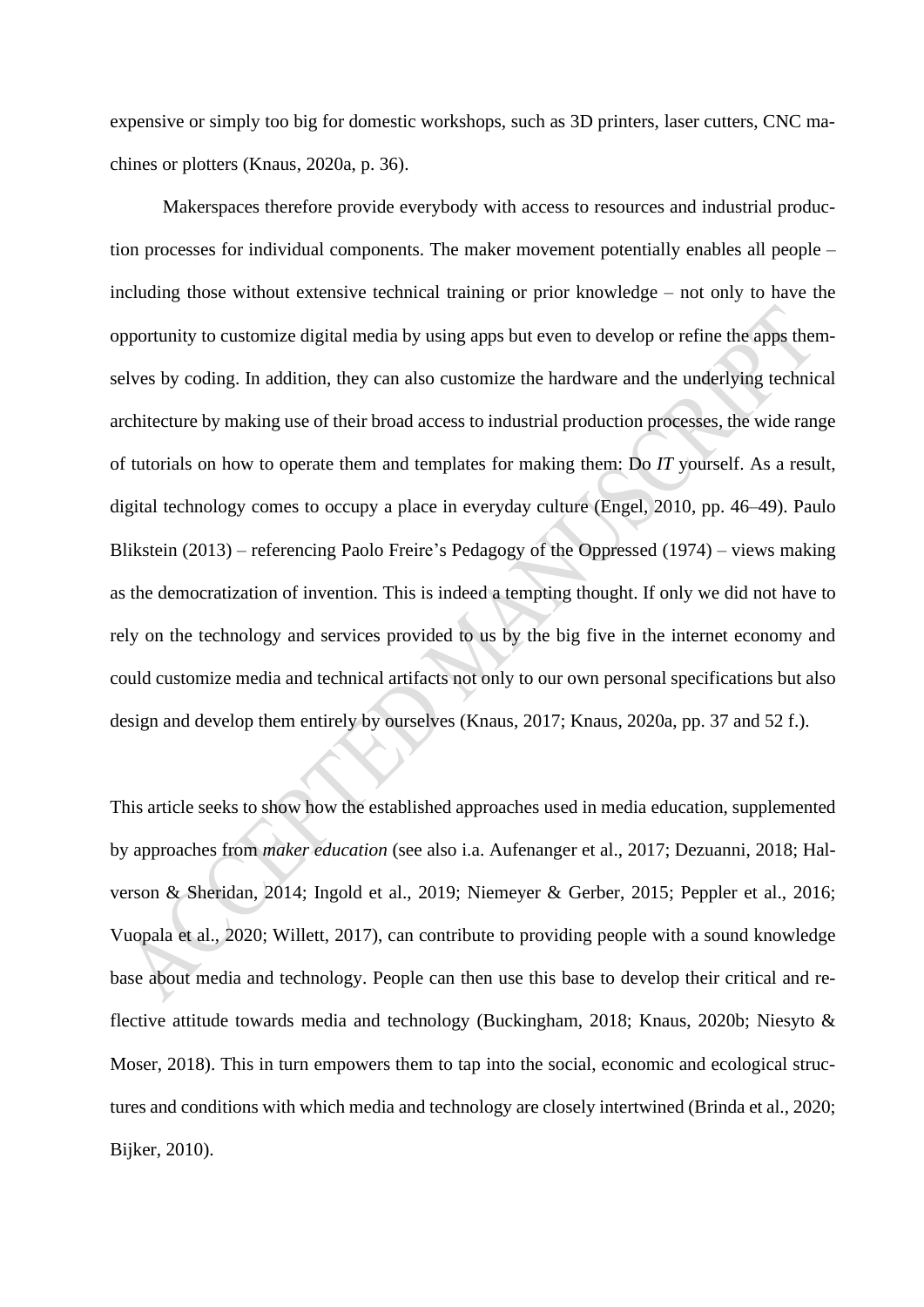expensive or simply too big for domestic workshops, such as 3D printers, laser cutters, CNC machines or plotters (Knaus, 2020a, p. 36).

Makerspaces therefore provide everybody with access to resources and industrial production processes for individual components. The maker movement potentially enables all people – including those without extensive technical training or prior knowledge – not only to have the opportunity to customize digital media by using apps but even to develop or refine the apps themselves by coding. In addition, they can also customize the hardware and the underlying technical architecture by making use of their broad access to industrial production processes, the wide range of tutorials on how to operate them and templates for making them: Do *IT* yourself. As a result, digital technology comes to occupy a place in everyday culture (Engel, 2010, pp. 46–49). Paulo Blikstein (2013) – referencing Paolo Freire's Pedagogy of the Oppressed (1974) – views making as the democratization of invention. This is indeed a tempting thought. If only we did not have to rely on the technology and services provided to us by the big five in the internet economy and could customize media and technical artifacts not only to our own personal specifications but also design and develop them entirely by ourselves (Knaus, 2017; Knaus, 2020a, pp. 37 and 52 f.).

This article seeks to show how the established approaches used in media education, supplemented by approaches from *maker education* (see also i.a. Aufenanger et al., 2017; Dezuanni, 2018; Halverson & Sheridan, 2014; Ingold et al., 2019; Niemeyer & Gerber, 2015; Peppler et al., 2016; Vuopala et al., 2020; Willett, 2017), can contribute to providing people with a sound knowledge base about media and technology. People can then use this base to develop their critical and reflective attitude towards media and technology (Buckingham, 2018; Knaus, 2020b; Niesyto & Moser, 2018). This in turn empowers them to tap into the social, economic and ecological structures and conditions with which media and technology are closely intertwined (Brinda et al., 2020; Bijker, 2010).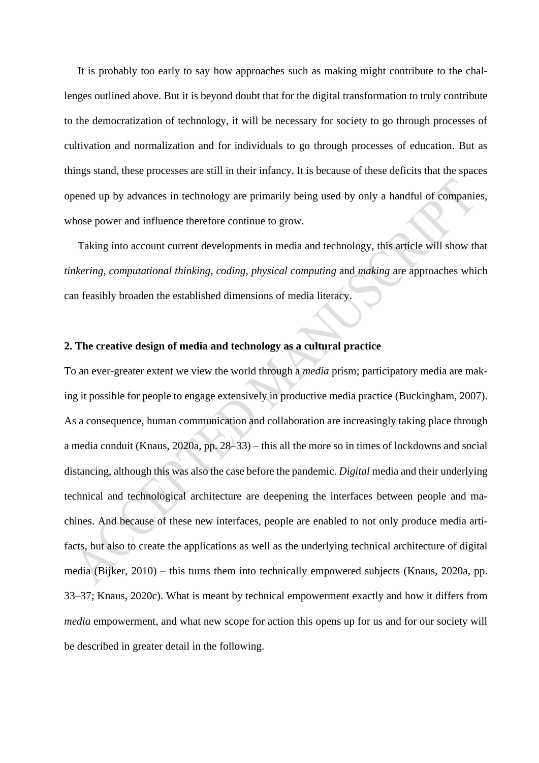It is probably too early to say how approaches such as making might contribute to the challenges outlined above. But it is beyond doubt that for the digital transformation to truly contribute to the democratization of technology, it will be necessary for society to go through processes of cultivation and normalization and for individuals to go through processes of education. But as things stand, these processes are still in their infancy. It is because of these deficits that the spaces opened up by advances in technology are primarily being used by only a handful of companies, whose power and influence therefore continue to grow.

Taking into account current developments in media and technology, this article will show that *tinkering*, *computational thinking*, *coding*, *physical computing* and *making* are approaches which can feasibly broaden the established dimensions of media literacy.

## 2. The creative design of media and technology as a cultural practice

To an ever-greater extent we view the world through a *media* prism; participatory media are making it possible for people to engage extensively in productive media practice (Buckingham, 2007). As a consequence, human communication and collaboration are increasingly taking place through a media conduit (Knaus, 2020a, pp. 28–33) – this all the more so in times of lockdowns and social distancing, although this was also the case before the pandemic. *Digital* media and their underlying technical and technological architecture are deepening the interfaces between people and machines. And because of these new interfaces, people are enabled to not only produce media artifacts, but also to create the applications as well as the underlying technical architecture of digital media (Bijker, 2010) – this turns them into technically empowered subjects (Knaus, 2020a, pp. 33–37; Knaus, 2020c). What is meant by technical empowerment exactly and how it differs from *media* empowerment, and what new scope for action this opens up for us and for our society will be described in greater detail in the following.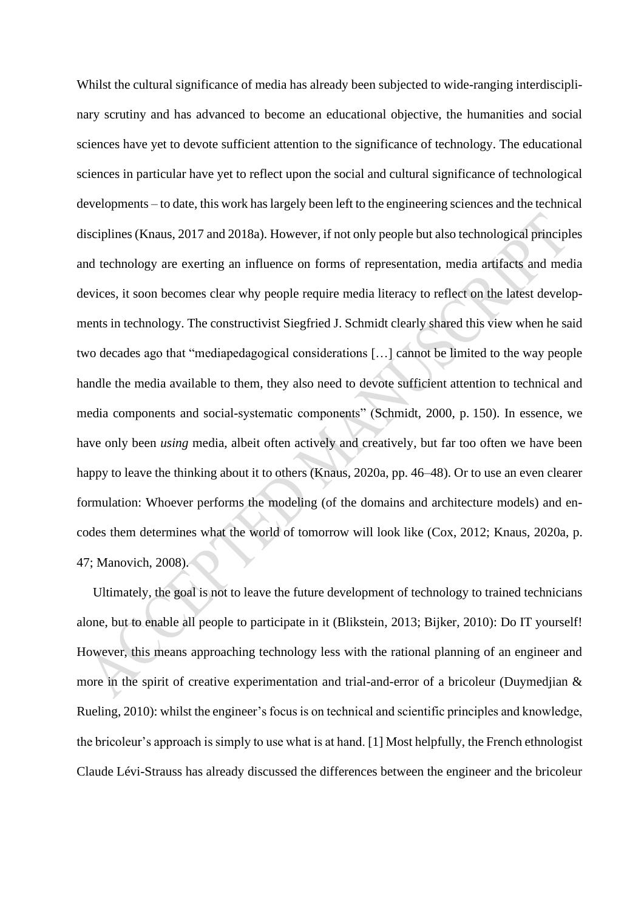Whilst the cultural significance of media has already been subjected to wide-ranging interdisciplinary scrutiny and has advanced to become an educational objective, the humanities and social sciences have yet to devote sufficient attention to the significance of technology. The educational sciences in particular have yet to reflect upon the social and cultural significance of technological developments – to date, this work has largely been left to the engineering sciences and the technical disciplines (Knaus, 2017 and 2018a). However, if not only people but also technological principles and technology are exerting an influence on forms of representation, media artifacts and media devices, it soon becomes clear why people require media literacy to reflect on the latest developments in technology. The constructivist Siegfried J. Schmidt clearly shared this view when he said two decades ago that "mediapedagogical considerations […] cannot be limited to the way people handle the media available to them, they also need to devote sufficient attention to technical and media components and social-systematic components" (Schmidt, 2000, p. 150). In essence, we have only been *using* media, albeit often actively and creatively, but far too often we have been happy to leave the thinking about it to others (Knaus, 2020a, pp. 46–48). Or to use an even clearer formulation: Whoever performs the modeling (of the domains and architecture models) and encodes them determines what the world of tomorrow will look like (Cox, 2012; Knaus, 2020a, p. 47; Manovich, 2008).

Ultimately, the goal is not to leave the future development of technology to trained technicians alone, but to enable all people to participate in it (Blikstein, 2013; Bijker, 2010): Do IT yourself! However, this means approaching technology less with the rational planning of an engineer and more in the spirit of creative experimentation and trial-and-error of a bricoleur (Duymedjian & Rueling, 2010): whilst the engineer's focus is on technical and scientific principles and knowledge, the bricoleur's approach is simply to use what is at hand. [1] Most helpfully, the French ethnologist Claude Lévi-Strauss has already discussed the differences between the engineer and the bricoleur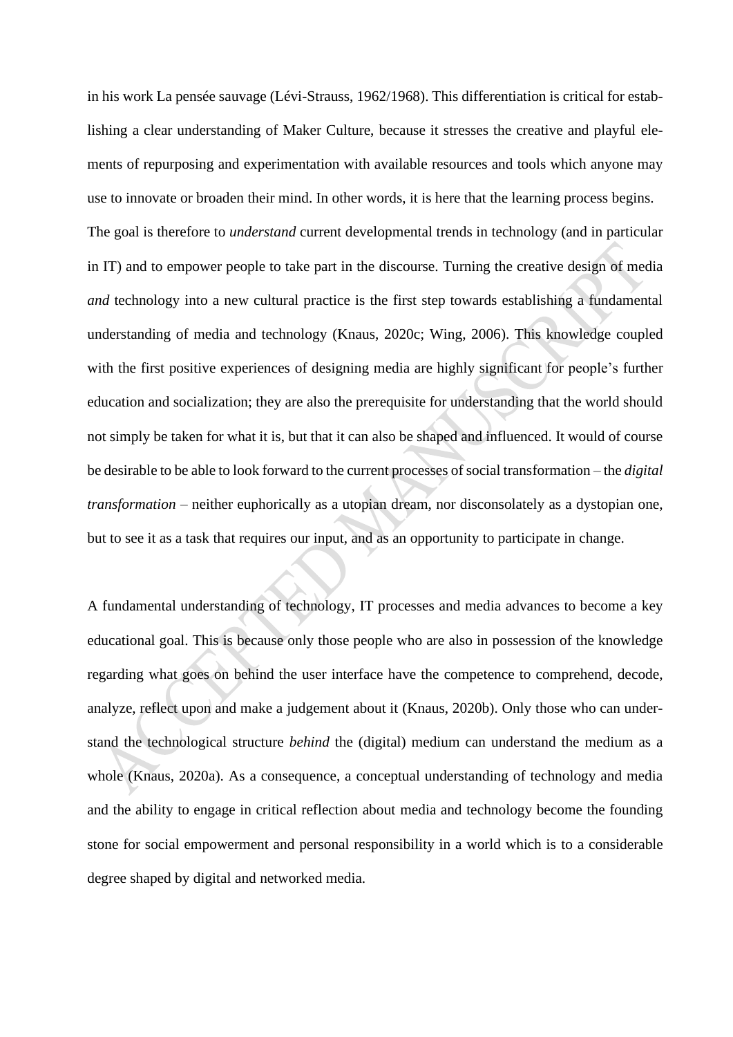in his work La pensée sauvage (Lévi-Strauss, 1962/1968). This differentiation is critical for establishing a clear understanding of Maker Culture, because it stresses the creative and playful elements of repurposing and experimentation with available resources and tools which anyone may use to innovate or broaden their mind. In other words, it is here that the learning process begins. The goal is therefore to *understand* current developmental trends in technology (and in particular in IT) and to empower people to take part in the discourse. Turning the creative design of media *and* technology into a new cultural practice is the first step towards establishing a fundamental understanding of media and technology (Knaus, 2020c; Wing, 2006). This knowledge coupled with the first positive experiences of designing media are highly significant for people's further education and socialization; they are also the prerequisite for understanding that the world should not simply be taken for what it is, but that it can also be shaped and influenced. It would of course be desirable to be able to look forward to the current processes of social transformation – the *digital transformation* – neither euphorically as a utopian dream, nor disconsolately as a dystopian one, but to see it as a task that requires our input, and as an opportunity to participate in change.

A fundamental understanding of technology, IT processes and media advances to become a key educational goal. This is because only those people who are also in possession of the knowledge regarding what goes on behind the user interface have the competence to comprehend, decode, analyze, reflect upon and make a judgement about it (Knaus, 2020b). Only those who can understand the technological structure *behind* the (digital) medium can understand the medium as a whole (Knaus, 2020a). As a consequence, a conceptual understanding of technology and media and the ability to engage in critical reflection about media and technology become the founding stone for social empowerment and personal responsibility in a world which is to a considerable degree shaped by digital and networked media.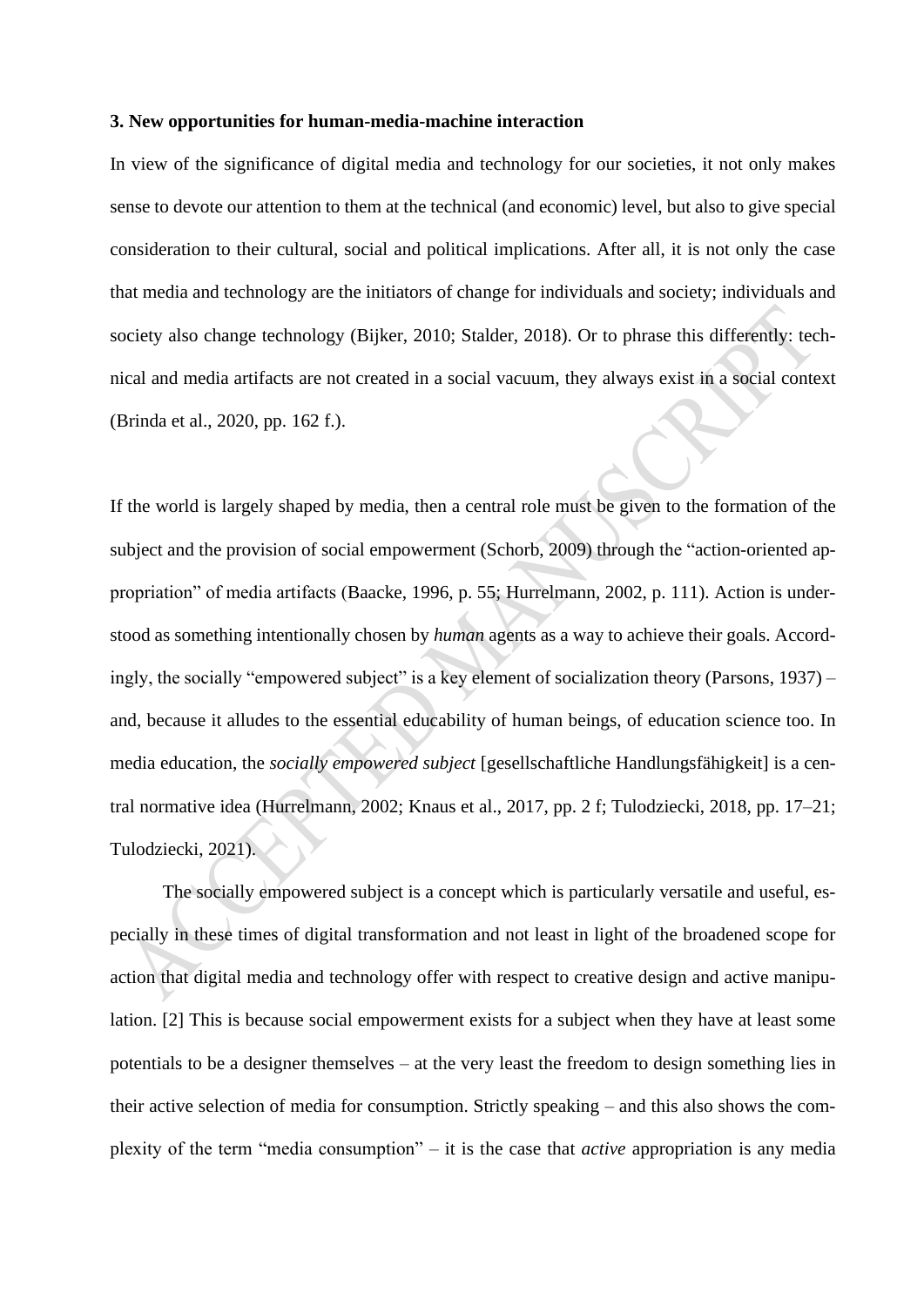### 3. New opportunities for human-media-machine interaction

In view of the significance of digital media and technology for our societies, it not only makes sense to devote our attention to them at the technical (and economic) level, but also to give special consideration to their cultural, social and political implications. After all, it is not only the case that media and technology are the initiators of change for individuals and society; individuals and society also change technology (Bijker, 2010; Stalder, 2018). Or to phrase this differently: technical and media artifacts are not created in a social vacuum, they always exist in a social context (Brinda et al., 2020, pp. 162 f.).

If the world is largely shaped by media, then a central role must be given to the formation of the subject and the provision of social empowerment (Schorb, 2009) through the "action-oriented appropriation" of media artifacts (Baacke, 1996, p. 55; Hurrelmann, 2002, p. 111). Action is understood as something intentionally chosen by *human* agents as a way to achieve their goals. Accordingly, the socially "empowered subject" is a key element of socialization theory (Parsons, 1937) – and, because it alludes to the essential educability of human beings, of education science too. In media education, the *socially empowered subject* [gesellschaftliche Handlungsfähigkeit] is a central normative idea (Hurrelmann, 2002; Knaus et al., 2017, pp. 2 f; Tulodziecki, 2018, pp. 17–21; Tulodziecki, 2021).

The socially empowered subject is a concept which is particularly versatile and useful, especially in these times of digital transformation and not least in light of the broadened scope for action that digital media and technology offer with respect to creative design and active manipulation. [2] This is because social empowerment exists for a subject when they have at least some potentials to be a designer themselves – at the very least the freedom to design something lies in their active selection of media for consumption. Strictly speaking – and this also shows the complexity of the term "media consumption" – it is the case that *active* appropriation is any media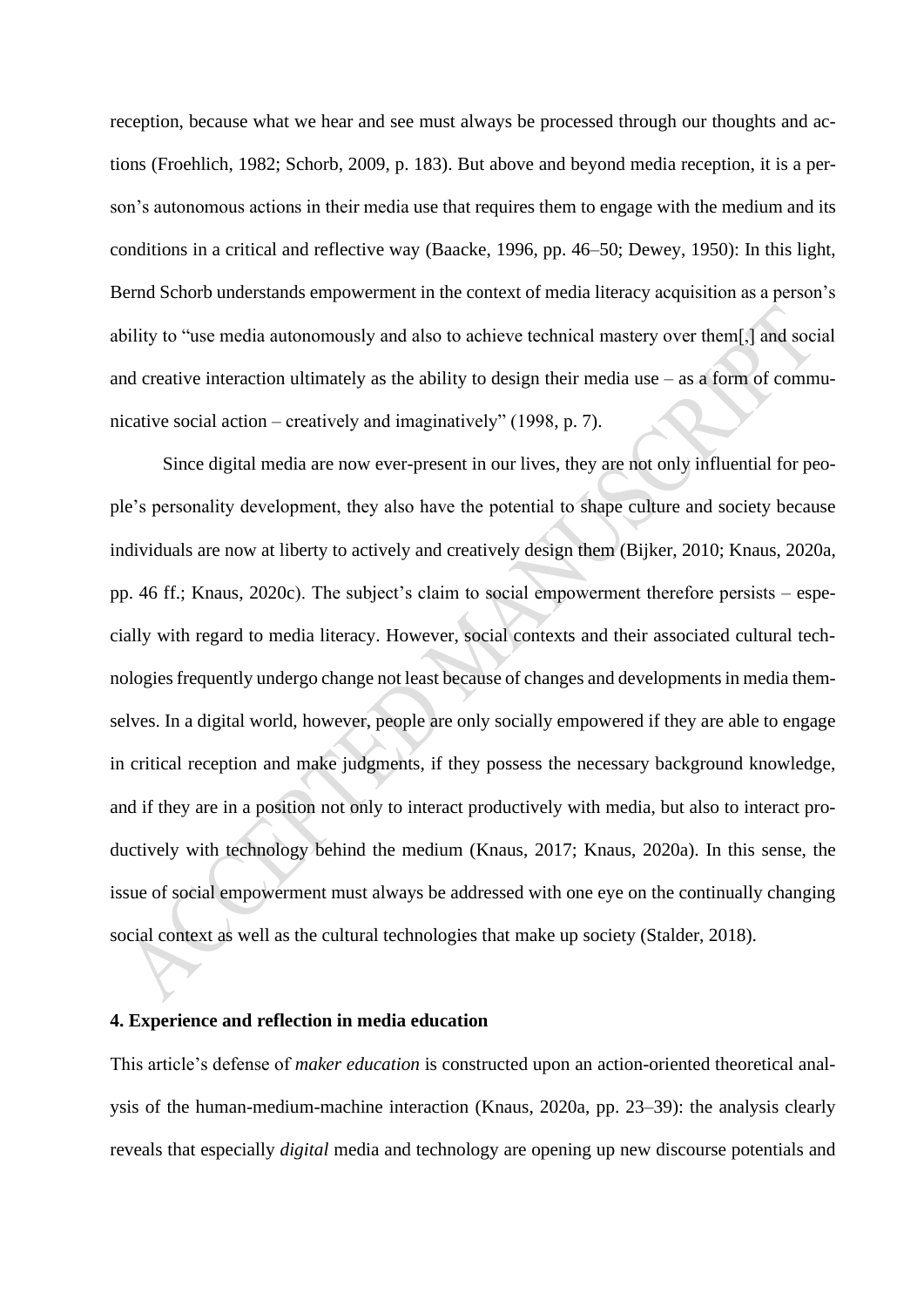reception, because what we hear and see must always be processed through our thoughts and actions (Froehlich, 1982; Schorb, 2009, p. 183). But above and beyond media reception, it is a person's autonomous actions in their media use that requires them to engage with the medium and its conditions in a critical and reflective way (Baacke, 1996, pp. 46–50; Dewey, 1950): In this light, Bernd Schorb understands empowerment in the context of media literacy acquisition as a person's ability to "use media autonomously and also to achieve technical mastery over them[,] and social and creative interaction ultimately as the ability to design their media use – as a form of communicative social action – creatively and imaginatively" (1998, p. 7).

Since digital media are now ever-present in our lives, they are not only influential for people's personality development, they also have the potential to shape culture and society because individuals are now at liberty to actively and creatively design them (Bijker, 2010; Knaus, 2020a, pp. 46 ff.; Knaus, 2020c). The subject's claim to social empowerment therefore persists – especially with regard to media literacy. However, social contexts and their associated cultural technologies frequently undergo change not least because of changes and developments in media themselves. In a digital world, however, people are only socially empowered if they are able to engage in critical reception and make judgments, if they possess the necessary background knowledge, and if they are in a position not only to interact productively with media, but also to interact productively with technology behind the medium (Knaus, 2017; Knaus, 2020a). In this sense, the issue of social empowerment must always be addressed with one eye on the continually changing social context as well as the cultural technologies that make up society (Stalder, 2018).

## 4. Experience and reflection in media education

This article's defense of *maker education* is constructed upon an action-oriented theoretical analysis of the human-medium-machine interaction (Knaus, 2020a, pp. 23–39): the analysis clearly reveals that especially *digital* media and technology are opening up new discourse potentials and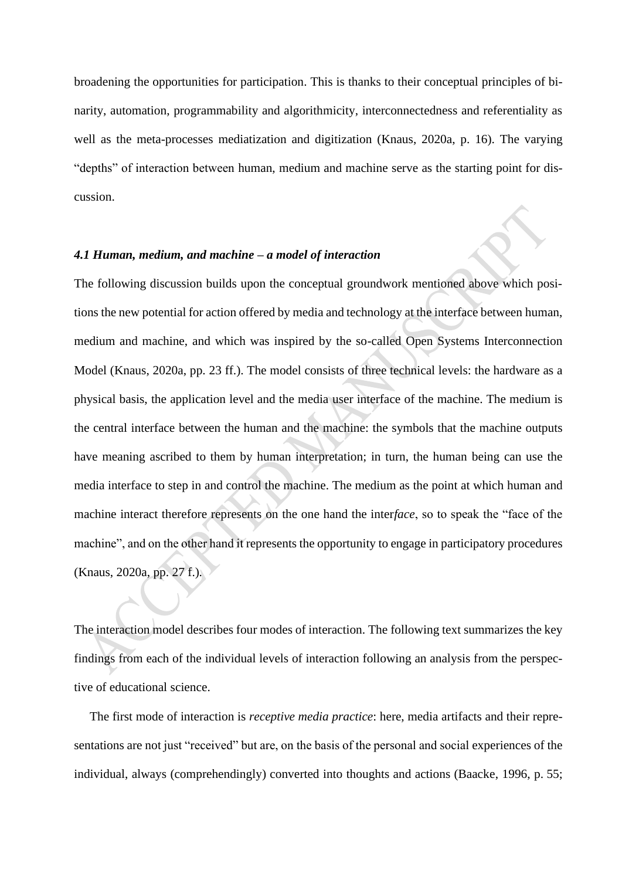broadening the opportunities for participation. This is thanks to their conceptual principles of binarity, automation, programmability and algorithmicity, interconnectedness and referentiality as well as the meta-processes mediatization and digitization (Knaus, 2020a, p. 16). The varying "depths" of interaction between human, medium and machine serve as the starting point for discussion.

### *4.1 Human, medium, and machine – a model of interaction*

The following discussion builds upon the conceptual groundwork mentioned above which positions the new potential for action offered by media and technology at the interface between human, medium and machine, and which was inspired by the so-called Open Systems Interconnection Model (Knaus, 2020a, pp. 23 ff.). The model consists of three technical levels: the hardware as a physical basis, the application level and the media user interface of the machine. The medium is the central interface between the human and the machine: the symbols that the machine outputs have meaning ascribed to them by human interpretation; in turn, the human being can use the media interface to step in and control the machine. The medium as the point at which human and machine interact therefore represents on the one hand the inter*face*, so to speak the "face of the machine", and on the other hand it represents the opportunity to engage in participatory procedures (Knaus, 2020a, pp. 27 f.).

The interaction model describes four modes of interaction. The following text summarizes the key findings from each of the individual levels of interaction following an analysis from the perspective of educational science.

The first mode of interaction is *receptive media practice*: here, media artifacts and their representations are not just "received" but are, on the basis of the personal and social experiences of the individual, always (comprehendingly) converted into thoughts and actions (Baacke, 1996, p. 55;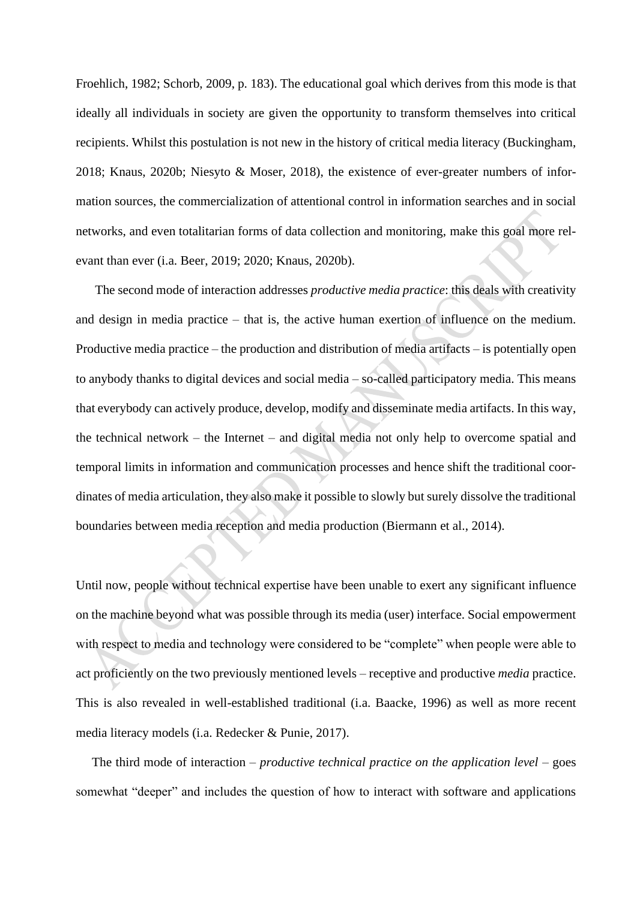Froehlich, 1982; Schorb, 2009, p. 183). The educational goal which derives from this mode is that ideally all individuals in society are given the opportunity to transform themselves into critical recipients. Whilst this postulation is not new in the history of critical media literacy (Buckingham, 2018; Knaus, 2020b; Niesyto & Moser, 2018), the existence of ever-greater numbers of information sources, the commercialization of attentional control in information searches and in social networks, and even totalitarian forms of data collection and monitoring, make this goal more relevant than ever (i.a. Beer, 2019; 2020; Knaus, 2020b).

The second mode of interaction addresses *productive media practice*: this deals with creativity and design in media practice – that is, the active human exertion of influence on the medium. Productive media practice – the production and distribution of media artifacts – is potentially open to anybody thanks to digital devices and social media – so-called participatory media. This means that everybody can actively produce, develop, modify and disseminate media artifacts. In this way, the technical network – the Internet – and digital media not only help to overcome spatial and temporal limits in information and communication processes and hence shift the traditional coordinates of media articulation, they also make it possible to slowly but surely dissolve the traditional boundaries between media reception and media production (Biermann et al., 2014).

Until now, people without technical expertise have been unable to exert any significant influence on the machine beyond what was possible through its media (user) interface. Social empowerment with respect to media and technology were considered to be "complete" when people were able to act proficiently on the two previously mentioned levels – receptive and productive *media* practice. This is also revealed in well-established traditional (i.a. Baacke, 1996) as well as more recent media literacy models (i.a. Redecker & Punie, 2017).

The third mode of interaction – *productive technical practice on the application level* – goes somewhat "deeper" and includes the question of how to interact with software and applications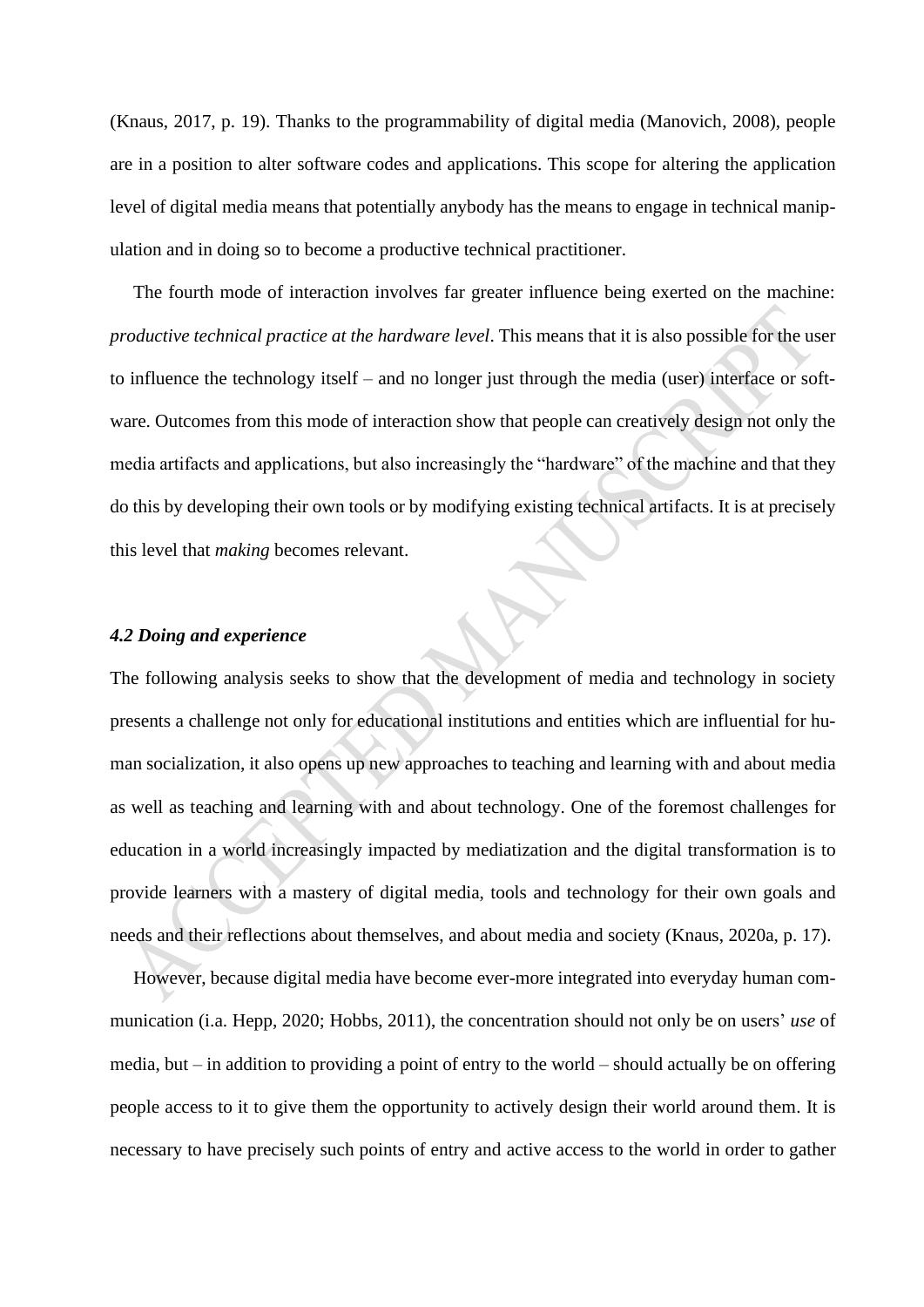(Knaus, 2017, p. 19). Thanks to the programmability of digital media (Manovich, 2008), people are in a position to alter software codes and applications. This scope for altering the application level of digital media means that potentially anybody has the means to engage in technical manipulation and in doing so to become a productive technical practitioner.

The fourth mode of interaction involves far greater influence being exerted on the machine: *productive technical practice at the hardware level*. This means that it is also possible for the user to influence the technology itself – and no longer just through the media (user) interface or software. Outcomes from this mode of interaction show that people can creatively design not only the media artifacts and applications, but also increasingly the "hardware" of the machine and that they do this by developing their own tools or by modifying existing technical artifacts. It is at precisely this level that *making* becomes relevant.

### *4.2 Doing and experience*

The following analysis seeks to show that the development of media and technology in society presents a challenge not only for educational institutions and entities which are influential for human socialization, it also opens up new approaches to teaching and learning with and about media as well as teaching and learning with and about technology. One of the foremost challenges for education in a world increasingly impacted by mediatization and the digital transformation is to provide learners with a mastery of digital media, tools and technology for their own goals and needs and their reflections about themselves, and about media and society (Knaus, 2020a, p. 17).

However, because digital media have become ever-more integrated into everyday human communication (i.a. Hepp, 2020; Hobbs, 2011), the concentration should not only be on users' *use* of media, but – in addition to providing a point of entry to the world – should actually be on offering people access to it to give them the opportunity to actively design their world around them. It is necessary to have precisely such points of entry and active access to the world in order to gather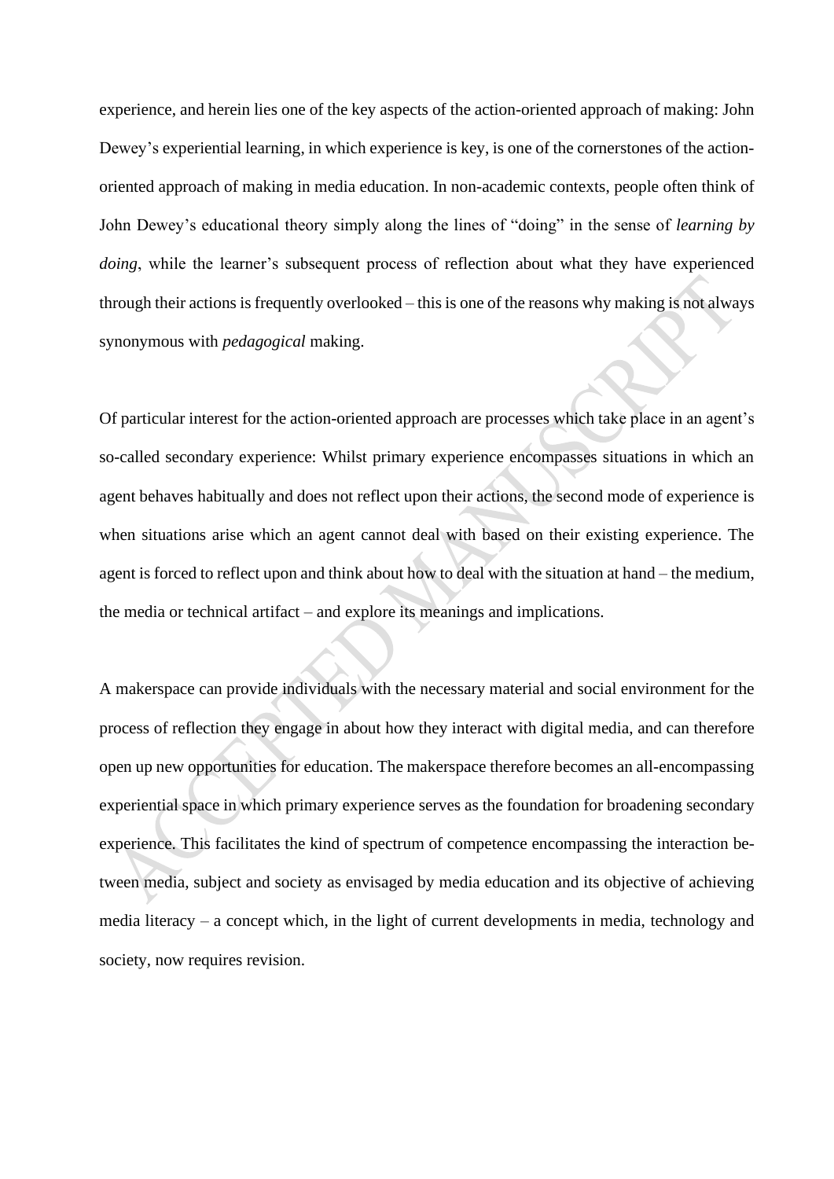experience, and herein lies one of the key aspects of the action-oriented approach of making: John Dewey's experiential learning, in which experience is key, is one of the cornerstones of the action-oriented approach of making in media education. In non-academic contexts, people often think of John Dewey's educational theory simply along the lines of "doing" in the sense of *learning by doing*, while the learner's subsequent process of reflection about what they have experienced through their actions is frequently overlooked – this is one of the reasons why making is not always synonymous with *pedagogical* making.

Of particular interest for the action-oriented approach are processes which take place in an agent's so-called secondary experience: Whilst primary experience encompasses situations in which an agent behaves habitually and does not reflect upon their actions, the second mode of experience is when situations arise which an agent cannot deal with based on their existing experience. The agent is forced to reflect upon and think about how to deal with the situation at hand – the medium, the media or technical artifact – and explore its meanings and implications.

A makerspace can provide individuals with the necessary material and social environment for the process of reflection they engage in about how they interact with digital media, and can therefore open up new opportunities for education. The makerspace therefore becomes an all-encompassing experiential space in which primary experience serves as the foundation for broadening secondary experience. This facilitates the kind of spectrum of competence encompassing the interaction between media, subject and society as envisaged by media education and its objective of achieving media literacy – a concept which, in the light of current developments in media, technology and society, now requires revision.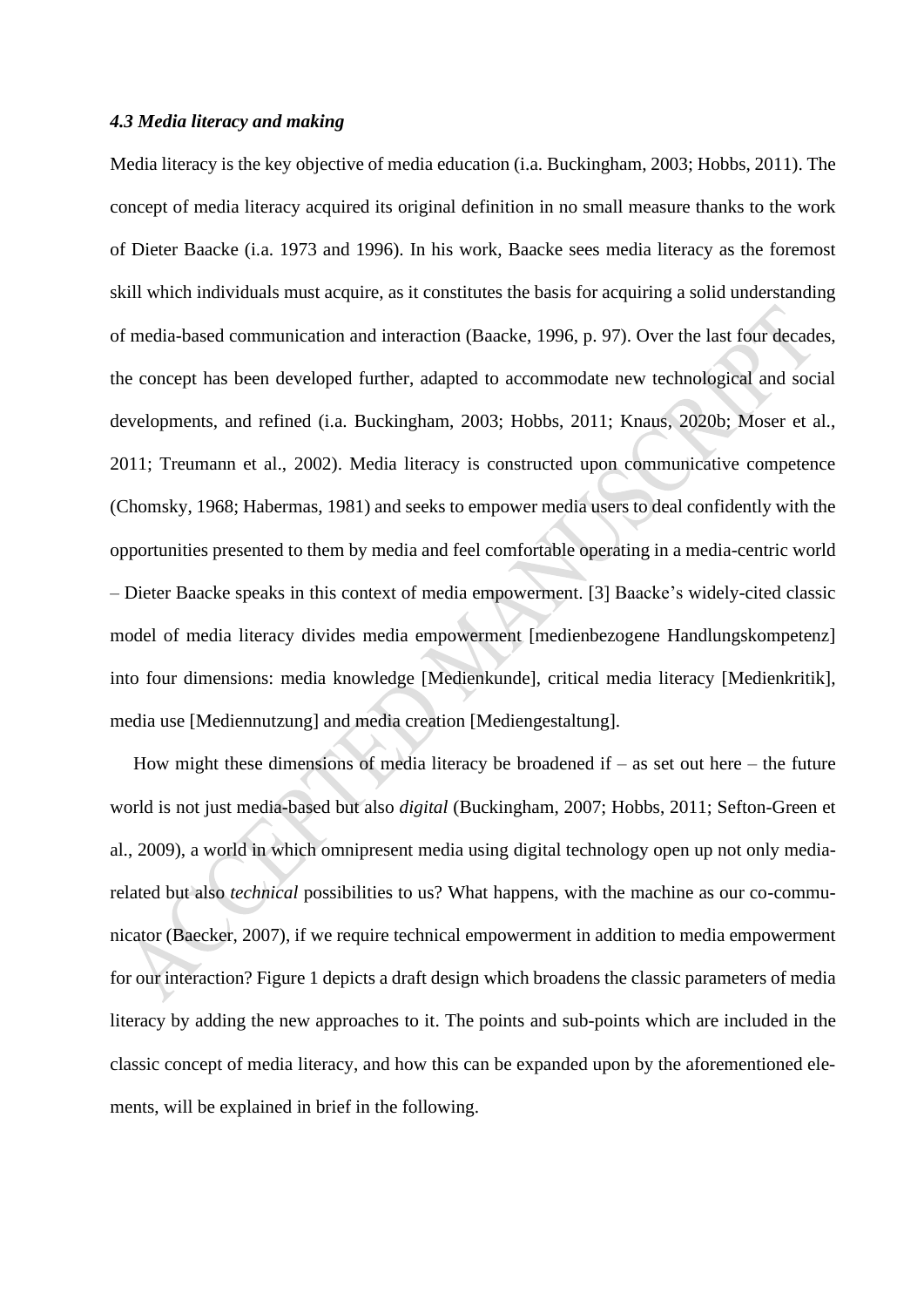### *4.3 Media literacy and making*

Media literacy is the key objective of media education (i.a. Buckingham, 2003; Hobbs, 2011). The concept of media literacy acquired its original definition in no small measure thanks to the work of Dieter Baacke (i.a. 1973 and 1996). In his work, Baacke sees media literacy as the foremost skill which individuals must acquire, as it constitutes the basis for acquiring a solid understanding of media-based communication and interaction (Baacke, 1996, p. 97). Over the last four decades, the concept has been developed further, adapted to accommodate new technological and social developments, and refined (i.a. Buckingham, 2003; Hobbs, 2011; Knaus, 2020b; Moser et al., 2011; Treumann et al., 2002). Media literacy is constructed upon communicative competence (Chomsky, 1968; Habermas, 1981) and seeks to empower media users to deal confidently with the opportunities presented to them by media and feel comfortable operating in a media-centric world – Dieter Baacke speaks in this context of media empowerment. [3] Baacke's widely-cited classic model of media literacy divides media empowerment [medienbezogene Handlungskompetenz] into four dimensions: media knowledge [Medienkunde], critical media literacy [Medienkritik], media use [Mediennutzung] and media creation [Mediengestaltung].

How might these dimensions of media literacy be broadened if – as set out here – the future world is not just media-based but also *digital* (Buckingham, 2007; Hobbs, 2011; Sefton-Green et al., 2009), a world in which omnipresent media using digital technology open up not only media-related but also *technical* possibilities to us? What happens, with the machine as our co-communicator (Baecker, 2007), if we require technical empowerment in addition to media empowerment for our interaction? Figure 1 depicts a draft design which broadens the classic parameters of media literacy by adding the new approaches to it. The points and sub-points which are included in the classic concept of media literacy, and how this can be expanded upon by the aforementioned elements, will be explained in brief in the following.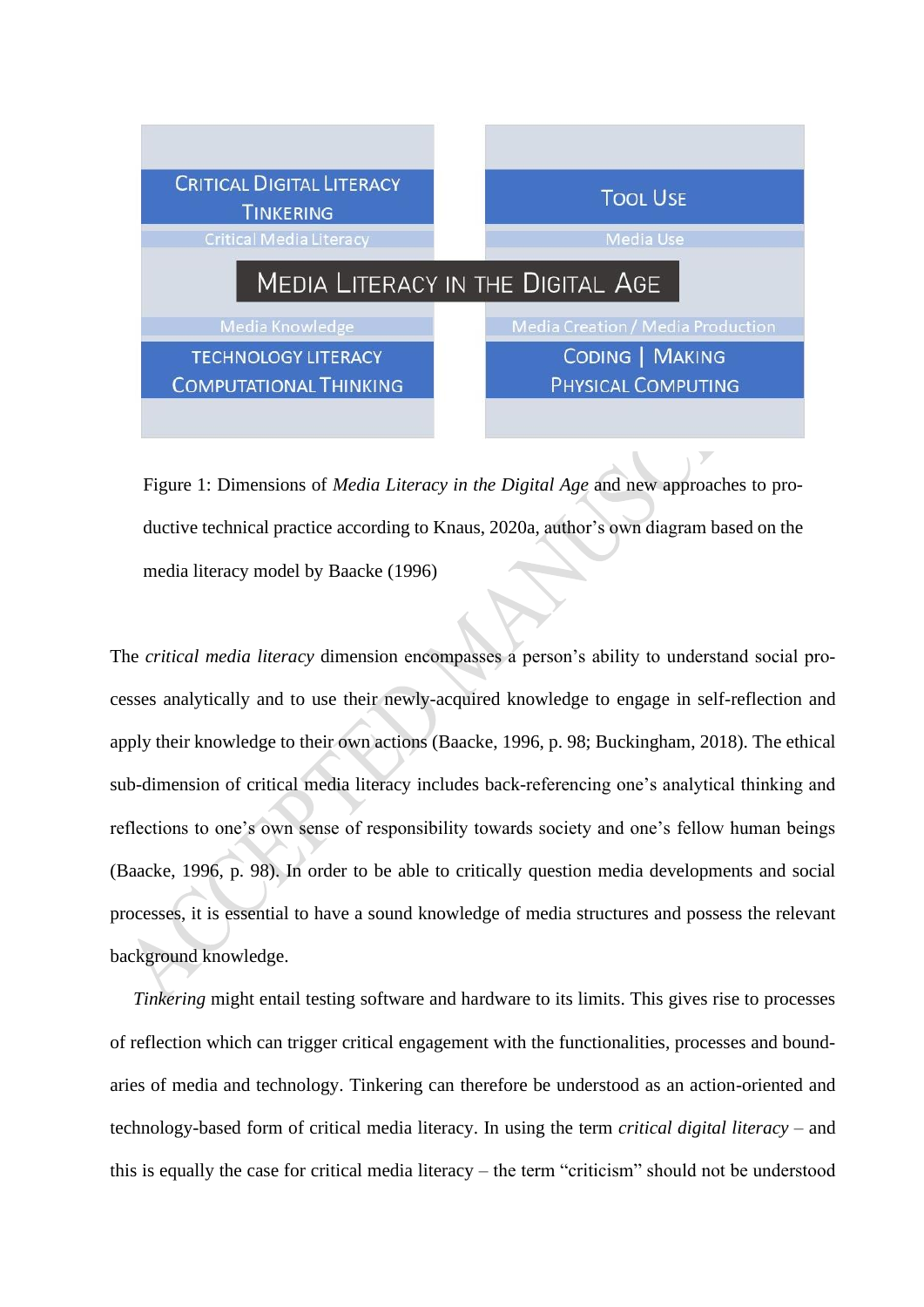| Critical Digital Literacy<br>Tinkering | Tool Use |
|---|---|
| Critical Media Literacy | Media Use |
| **Media Literacy in the Digital Age** | |
| Media Knowledge | Media Creation / Media Production |
| Technology Literacy<br>Computational Thinking | Coding \| Making<br>Physical Computing |

Figure 1: Dimensions of *Media Literacy in the Digital Age* and new approaches to productive technical practice according to Knaus, 2020a, author's own diagram based on the media literacy model by Baacke (1996)

The *critical media literacy* dimension encompasses a person's ability to understand social processes analytically and to use their newly-acquired knowledge to engage in self-reflection and apply their knowledge to their own actions (Baacke, 1996, p. 98; Buckingham, 2018). The ethical sub-dimension of critical media literacy includes back-referencing one's analytical thinking and reflections to one's own sense of responsibility towards society and one's fellow human beings (Baacke, 1996, p. 98). In order to be able to critically question media developments and social processes, it is essential to have a sound knowledge of media structures and possess the relevant background knowledge.

*Tinkering* might entail testing software and hardware to its limits. This gives rise to processes of reflection which can trigger critical engagement with the functionalities, processes and boundaries of media and technology. Tinkering can therefore be understood as an action-oriented and technology-based form of critical media literacy. In using the term *critical digital literacy* – and this is equally the case for critical media literacy – the term "criticism" should not be understood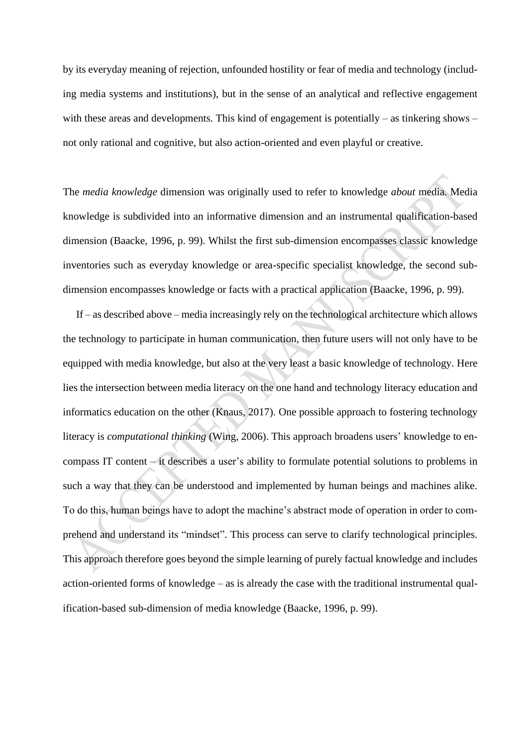by its everyday meaning of rejection, unfounded hostility or fear of media and technology (including media systems and institutions), but in the sense of an analytical and reflective engagement with these areas and developments. This kind of engagement is potentially – as tinkering shows – not only rational and cognitive, but also action-oriented and even playful or creative.

The *media knowledge* dimension was originally used to refer to knowledge *about* media. Media knowledge is subdivided into an informative dimension and an instrumental qualification-based dimension (Baacke, 1996, p. 99). Whilst the first sub-dimension encompasses classic knowledge inventories such as everyday knowledge or area-specific specialist knowledge, the second sub-dimension encompasses knowledge or facts with a practical application (Baacke, 1996, p. 99).

If – as described above – media increasingly rely on the technological architecture which allows the technology to participate in human communication, then future users will not only have to be equipped with media knowledge, but also at the very least a basic knowledge of technology. Here lies the intersection between media literacy on the one hand and technology literacy education and informatics education on the other (Knaus, 2017). One possible approach to fostering technology literacy is *computational thinking* (Wing, 2006). This approach broadens users' knowledge to encompass IT content – it describes a user's ability to formulate potential solutions to problems in such a way that they can be understood and implemented by human beings and machines alike. To do this, human beings have to adopt the machine's abstract mode of operation in order to comprehend and understand its "mindset". This process can serve to clarify technological principles. This approach therefore goes beyond the simple learning of purely factual knowledge and includes action-oriented forms of knowledge – as is already the case with the traditional instrumental qualification-based sub-dimension of media knowledge (Baacke, 1996, p. 99).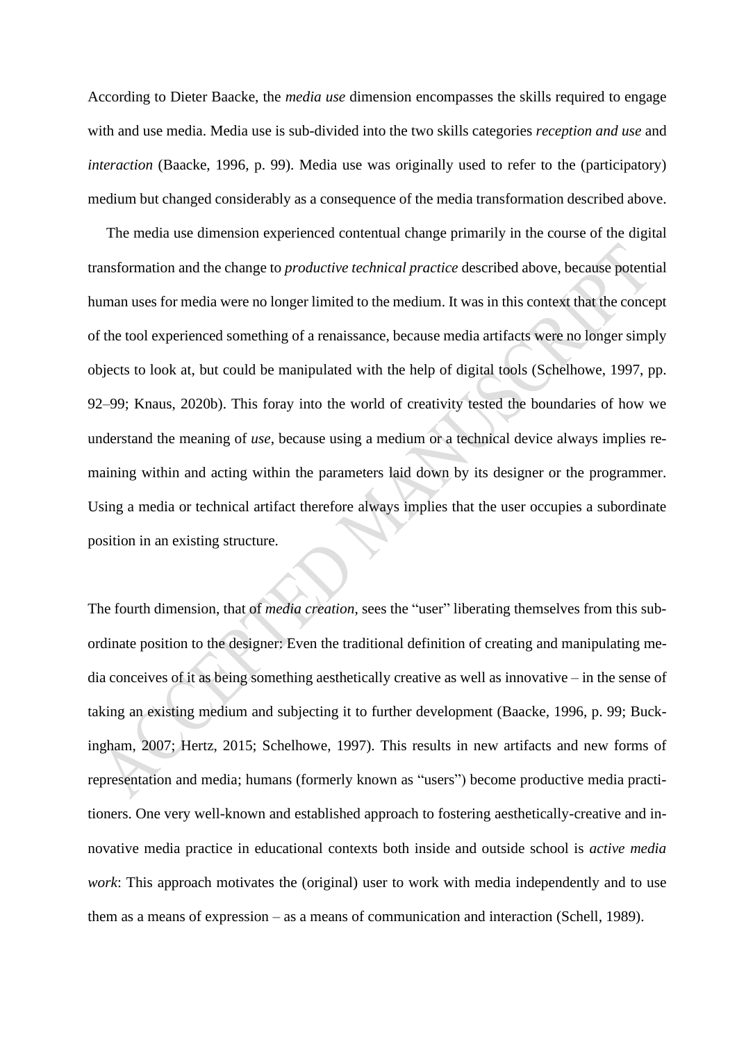According to Dieter Baacke, the *media use* dimension encompasses the skills required to engage with and use media. Media use is sub-divided into the two skills categories *reception and use* and *interaction* (Baacke, 1996, p. 99). Media use was originally used to refer to the (participatory) medium but changed considerably as a consequence of the media transformation described above.

The media use dimension experienced contentual change primarily in the course of the digital transformation and the change to *productive technical practice* described above, because potential human uses for media were no longer limited to the medium. It was in this context that the concept of the tool experienced something of a renaissance, because media artifacts were no longer simply objects to look at, but could be manipulated with the help of digital tools (Schelhowe, 1997, pp. 92–99; Knaus, 2020b). This foray into the world of creativity tested the boundaries of how we understand the meaning of *use*, because using a medium or a technical device always implies remaining within and acting within the parameters laid down by its designer or the programmer. Using a media or technical artifact therefore always implies that the user occupies a subordinate position in an existing structure.

The fourth dimension, that of *media creation*, sees the "user" liberating themselves from this subordinate position to the designer: Even the traditional definition of creating and manipulating media conceives of it as being something aesthetically creative as well as innovative – in the sense of taking an existing medium and subjecting it to further development (Baacke, 1996, p. 99; Buckingham, 2007; Hertz, 2015; Schelhowe, 1997). This results in new artifacts and new forms of representation and media; humans (formerly known as "users") become productive media practitioners. One very well-known and established approach to fostering aesthetically-creative and innovative media practice in educational contexts both inside and outside school is *active media work*: This approach motivates the (original) user to work with media independently and to use them as a means of expression – as a means of communication and interaction (Schell, 1989).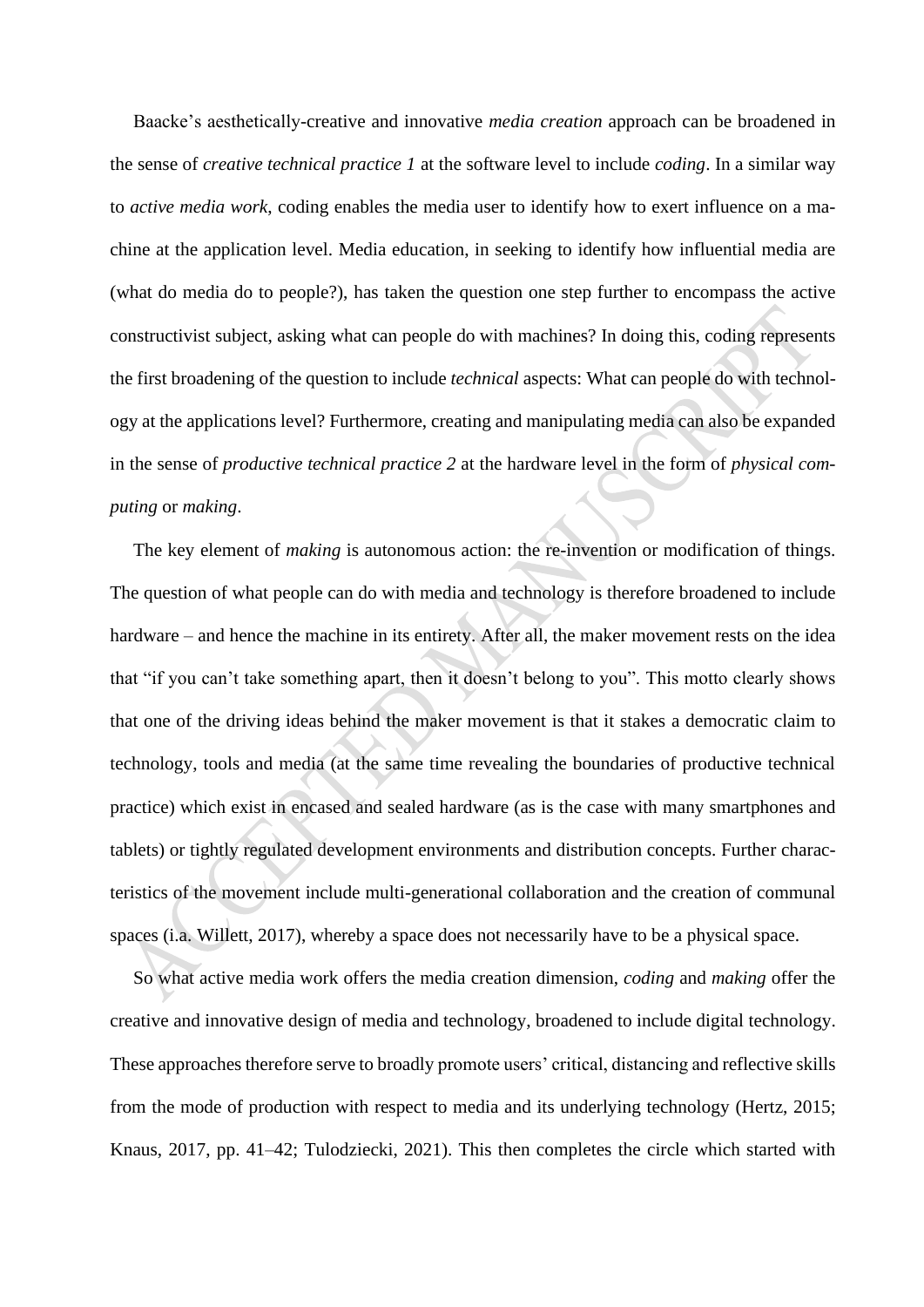Baacke's aesthetically-creative and innovative *media creation* approach can be broadened in the sense of *creative technical practice 1* at the software level to include *coding*. In a similar way to *active media work*, coding enables the media user to identify how to exert influence on a machine at the application level. Media education, in seeking to identify how influential media are (what do media do to people?), has taken the question one step further to encompass the active constructivist subject, asking what can people do with machines? In doing this, coding represents the first broadening of the question to include *technical* aspects: What can people do with technology at the applications level? Furthermore, creating and manipulating media can also be expanded in the sense of *productive technical practice 2* at the hardware level in the form of *physical computing* or *making*.

The key element of *making* is autonomous action: the re-invention or modification of things. The question of what people can do with media and technology is therefore broadened to include hardware – and hence the machine in its entirety. After all, the maker movement rests on the idea that "if you can't take something apart, then it doesn't belong to you". This motto clearly shows that one of the driving ideas behind the maker movement is that it stakes a democratic claim to technology, tools and media (at the same time revealing the boundaries of productive technical practice) which exist in encased and sealed hardware (as is the case with many smartphones and tablets) or tightly regulated development environments and distribution concepts. Further characteristics of the movement include multi-generational collaboration and the creation of communal spaces (i.a. Willett, 2017), whereby a space does not necessarily have to be a physical space.

So what active media work offers the media creation dimension, *coding* and *making* offer the creative and innovative design of media and technology, broadened to include digital technology. These approaches therefore serve to broadly promote users' critical, distancing and reflective skills from the mode of production with respect to media and its underlying technology (Hertz, 2015; Knaus, 2017, pp. 41–42; Tulodziecki, 2021). This then completes the circle which started with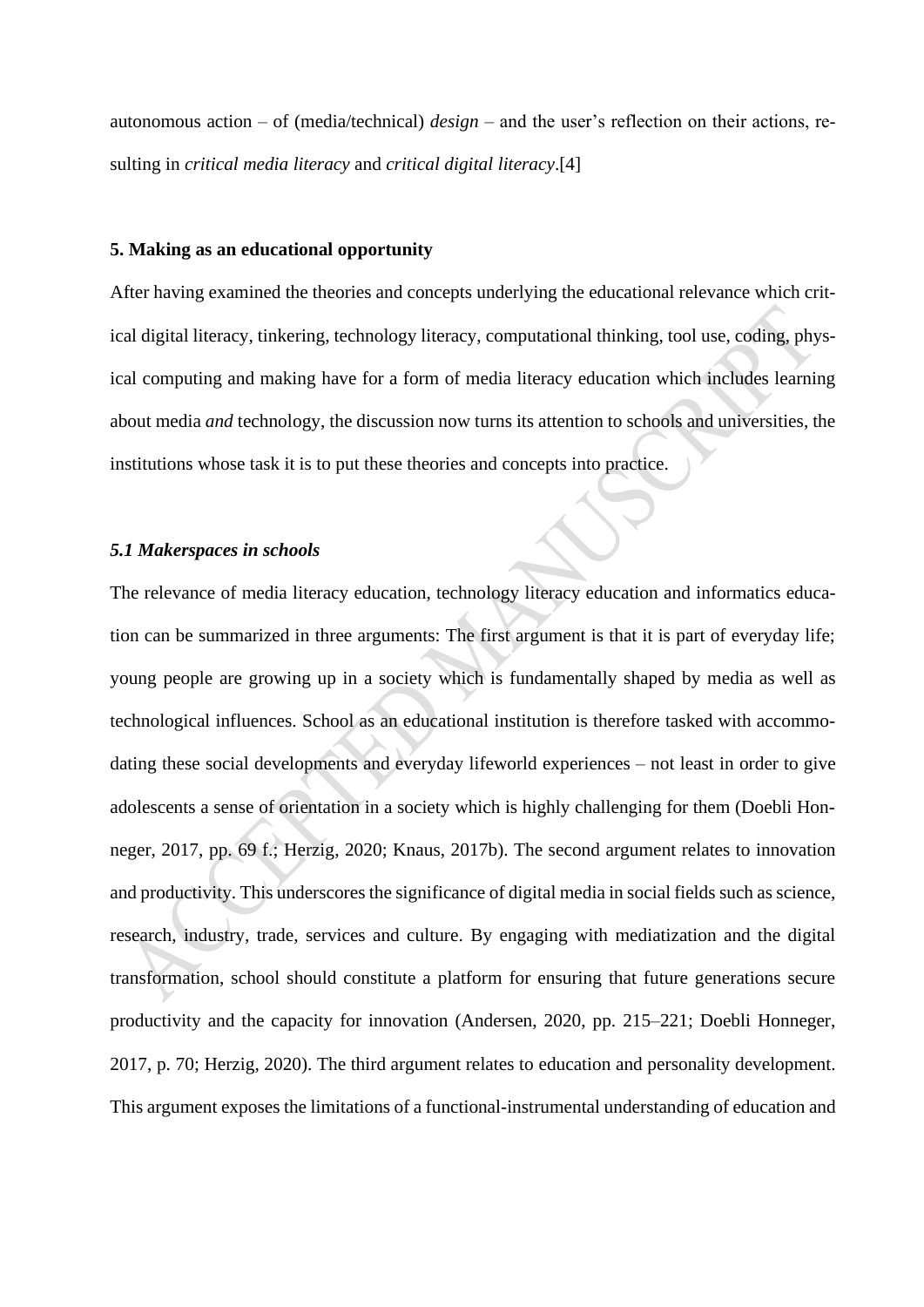autonomous action – of (media/technical) *design* – and the user's reflection on their actions, resulting in *critical media literacy* and *critical digital literacy*.[4]

## 5. Making as an educational opportunity

After having examined the theories and concepts underlying the educational relevance which critical digital literacy, tinkering, technology literacy, computational thinking, tool use, coding, physical computing and making have for a form of media literacy education which includes learning about media *and* technology, the discussion now turns its attention to schools and universities, the institutions whose task it is to put these theories and concepts into practice.

### *5.1 Makerspaces in schools*

The relevance of media literacy education, technology literacy education and informatics education can be summarized in three arguments: The first argument is that it is part of everyday life; young people are growing up in a society which is fundamentally shaped by media as well as technological influences. School as an educational institution is therefore tasked with accommodating these social developments and everyday lifeworld experiences – not least in order to give adolescents a sense of orientation in a society which is highly challenging for them (Doebli Honneger, 2017, pp. 69 f.; Herzig, 2020; Knaus, 2017b). The second argument relates to innovation and productivity. This underscores the significance of digital media in social fields such as science, research, industry, trade, services and culture. By engaging with mediatization and the digital transformation, school should constitute a platform for ensuring that future generations secure productivity and the capacity for innovation (Andersen, 2020, pp. 215–221; Doebli Honneger, 2017, p. 70; Herzig, 2020). The third argument relates to education and personality development. This argument exposes the limitations of a functional-instrumental understanding of education and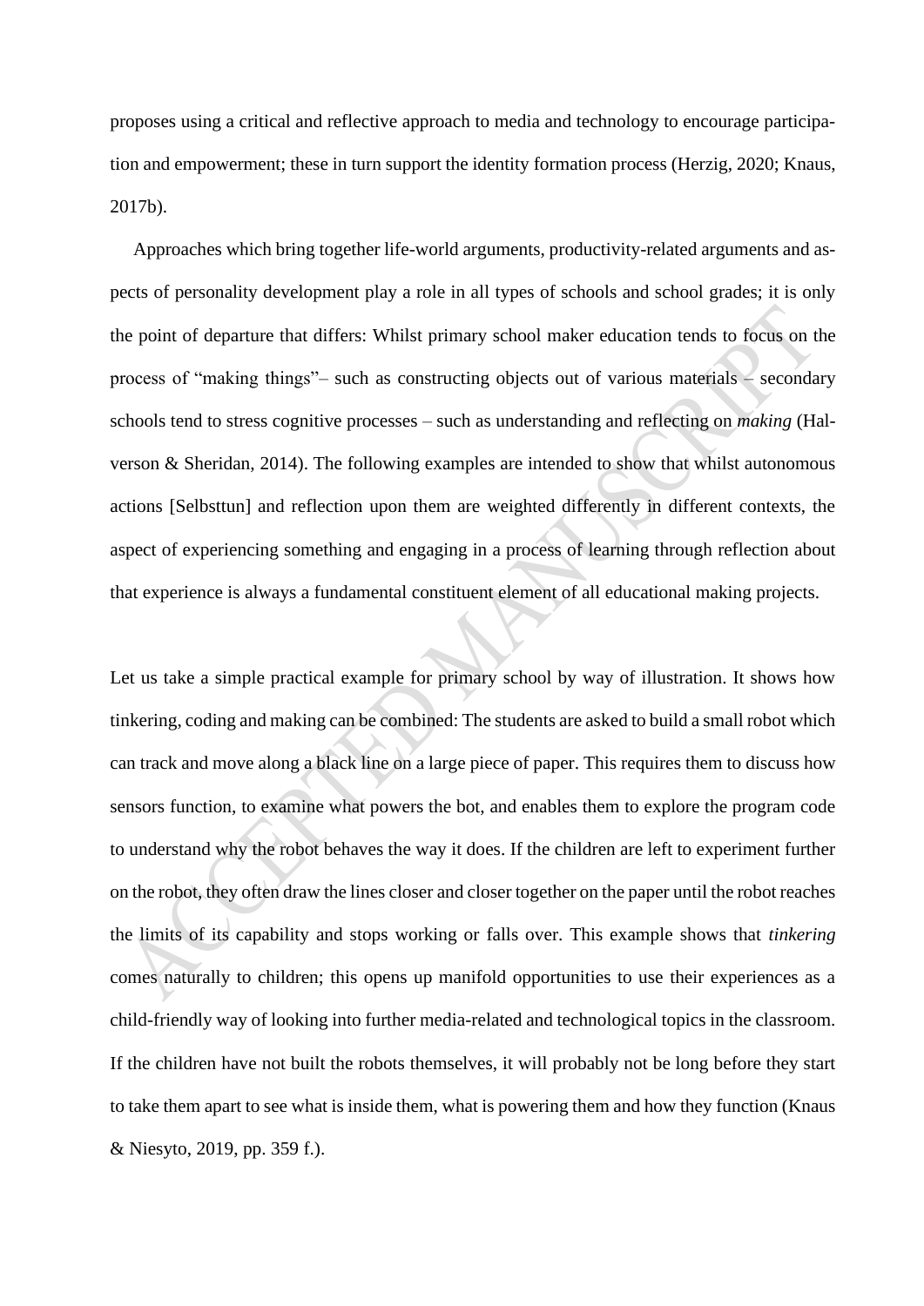proposes using a critical and reflective approach to media and technology to encourage participation and empowerment; these in turn support the identity formation process (Herzig, 2020; Knaus, 2017b).

Approaches which bring together life-world arguments, productivity-related arguments and aspects of personality development play a role in all types of schools and school grades; it is only the point of departure that differs: Whilst primary school maker education tends to focus on the process of "making things"– such as constructing objects out of various materials – secondary schools tend to stress cognitive processes – such as understanding and reflecting on *making* (Halverson & Sheridan, 2014). The following examples are intended to show that whilst autonomous actions [Selbsttun] and reflection upon them are weighted differently in different contexts, the aspect of experiencing something and engaging in a process of learning through reflection about that experience is always a fundamental constituent element of all educational making projects.

Let us take a simple practical example for primary school by way of illustration. It shows how tinkering, coding and making can be combined: The students are asked to build a small robot which can track and move along a black line on a large piece of paper. This requires them to discuss how sensors function, to examine what powers the bot, and enables them to explore the program code to understand why the robot behaves the way it does. If the children are left to experiment further on the robot, they often draw the lines closer and closer together on the paper until the robot reaches the limits of its capability and stops working or falls over. This example shows that *tinkering* comes naturally to children; this opens up manifold opportunities to use their experiences as a child-friendly way of looking into further media-related and technological topics in the classroom. If the children have not built the robots themselves, it will probably not be long before they start to take them apart to see what is inside them, what is powering them and how they function (Knaus & Niesyto, 2019, pp. 359 f.).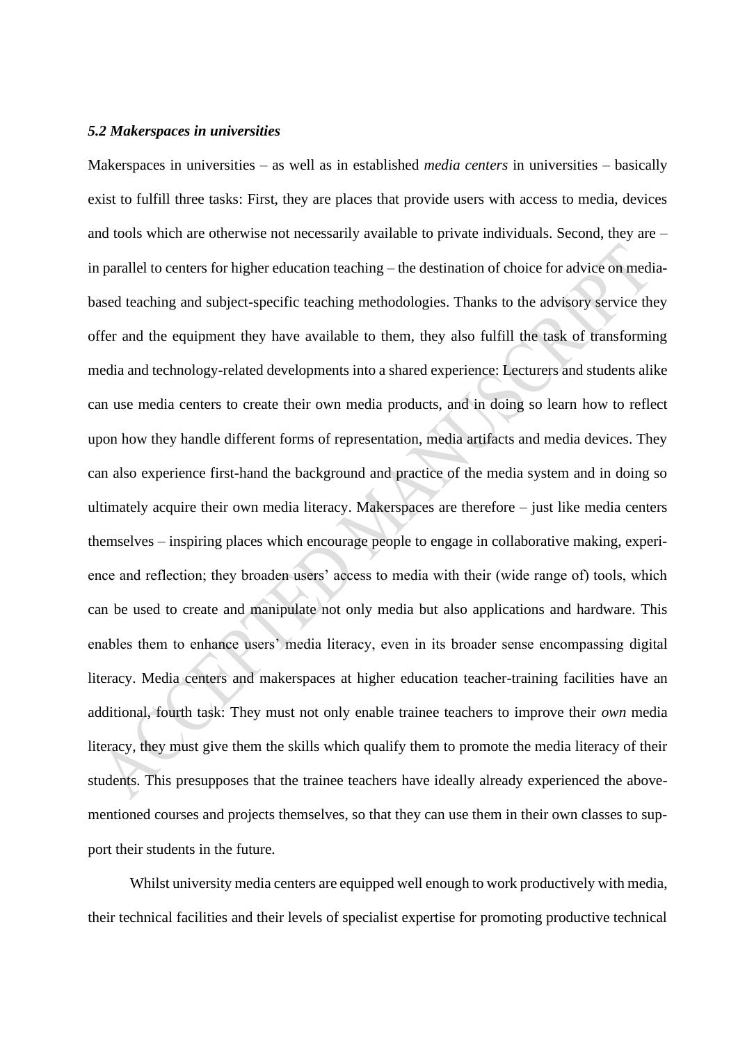### *5.2 Makerspaces in universities*

Makerspaces in universities – as well as in established *media centers* in universities – basically exist to fulfill three tasks: First, they are places that provide users with access to media, devices and tools which are otherwise not necessarily available to private individuals. Second, they are – in parallel to centers for higher education teaching – the destination of choice for advice on media-based teaching and subject-specific teaching methodologies. Thanks to the advisory service they offer and the equipment they have available to them, they also fulfill the task of transforming media and technology-related developments into a shared experience: Lecturers and students alike can use media centers to create their own media products, and in doing so learn how to reflect upon how they handle different forms of representation, media artifacts and media devices. They can also experience first-hand the background and practice of the media system and in doing so ultimately acquire their own media literacy. Makerspaces are therefore – just like media centers themselves – inspiring places which encourage people to engage in collaborative making, experience and reflection; they broaden users' access to media with their (wide range of) tools, which can be used to create and manipulate not only media but also applications and hardware. This enables them to enhance users' media literacy, even in its broader sense encompassing digital literacy. Media centers and makerspaces at higher education teacher-training facilities have an additional, fourth task: They must not only enable trainee teachers to improve their *own* media literacy, they must give them the skills which qualify them to promote the media literacy of their students. This presupposes that the trainee teachers have ideally already experienced the above-mentioned courses and projects themselves, so that they can use them in their own classes to support their students in the future.

Whilst university media centers are equipped well enough to work productively with media, their technical facilities and their levels of specialist expertise for promoting productive technical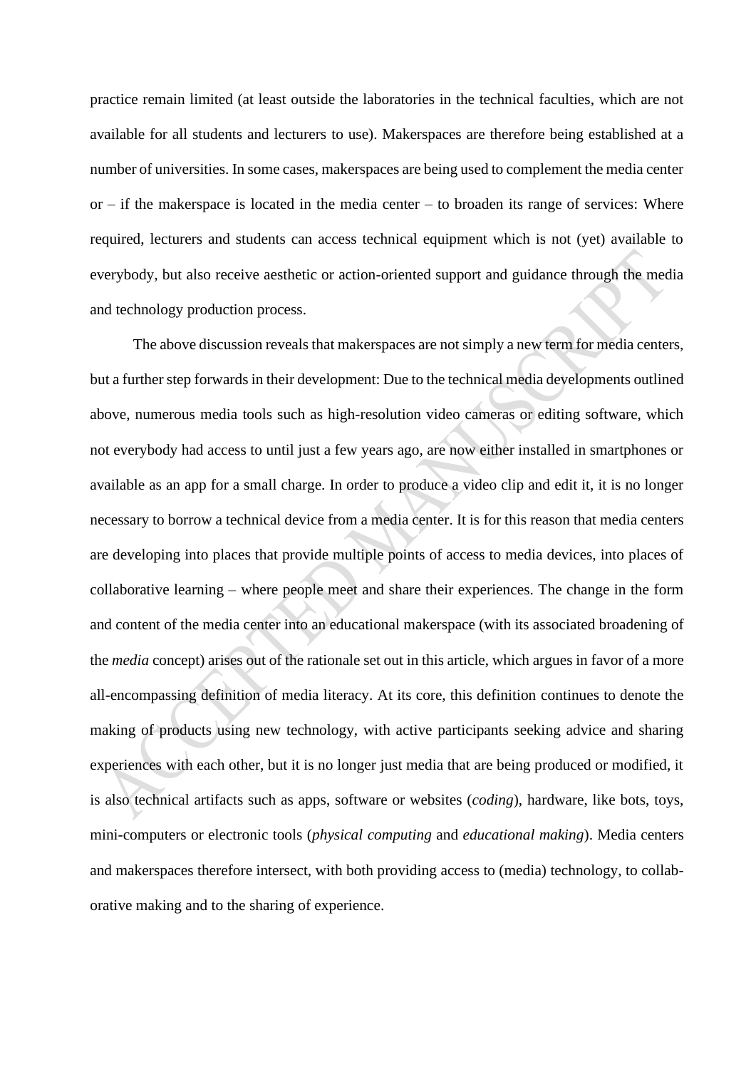practice remain limited (at least outside the laboratories in the technical faculties, which are not available for all students and lecturers to use). Makerspaces are therefore being established at a number of universities. In some cases, makerspaces are being used to complement the media center or – if the makerspace is located in the media center – to broaden its range of services: Where required, lecturers and students can access technical equipment which is not (yet) available to everybody, but also receive aesthetic or action-oriented support and guidance through the media and technology production process.

The above discussion reveals that makerspaces are not simply a new term for media centers, but a further step forwards in their development: Due to the technical media developments outlined above, numerous media tools such as high-resolution video cameras or editing software, which not everybody had access to until just a few years ago, are now either installed in smartphones or available as an app for a small charge. In order to produce a video clip and edit it, it is no longer necessary to borrow a technical device from a media center. It is for this reason that media centers are developing into places that provide multiple points of access to media devices, into places of collaborative learning – where people meet and share their experiences. The change in the form and content of the media center into an educational makerspace (with its associated broadening of the *media* concept) arises out of the rationale set out in this article, which argues in favor of a more all-encompassing definition of media literacy. At its core, this definition continues to denote the making of products using new technology, with active participants seeking advice and sharing experiences with each other, but it is no longer just media that are being produced or modified, it is also technical artifacts such as apps, software or websites (*coding*), hardware, like bots, toys, mini-computers or electronic tools (*physical computing* and *educational making*). Media centers and makerspaces therefore intersect, with both providing access to (media) technology, to collaborative making and to the sharing of experience.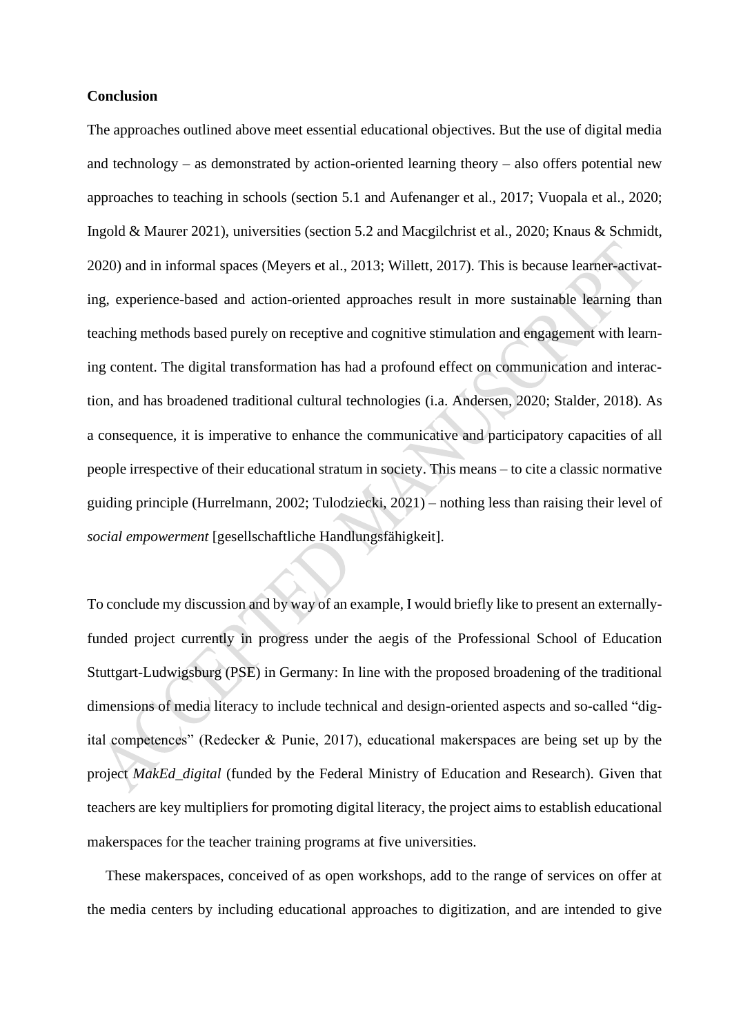**Conclusion**

The approaches outlined above meet essential educational objectives. But the use of digital media and technology – as demonstrated by action-oriented learning theory – also offers potential new approaches to teaching in schools (section 5.1 and Aufenanger et al., 2017; Vuopala et al., 2020; Ingold & Maurer 2021), universities (section 5.2 and Macgilchrist et al., 2020; Knaus & Schmidt, 2020) and in informal spaces (Meyers et al., 2013; Willett, 2017). This is because learner-activating, experience-based and action-oriented approaches result in more sustainable learning than teaching methods based purely on receptive and cognitive stimulation and engagement with learning content. The digital transformation has had a profound effect on communication and interaction, and has broadened traditional cultural technologies (i.a. Andersen, 2020; Stalder, 2018). As a consequence, it is imperative to enhance the communicative and participatory capacities of all people irrespective of their educational stratum in society. This means – to cite a classic normative guiding principle (Hurrelmann, 2002; Tulodziecki, 2021) – nothing less than raising their level of *social empowerment* [gesellschaftliche Handlungsfähigkeit].

To conclude my discussion and by way of an example, I would briefly like to present an externally-funded project currently in progress under the aegis of the Professional School of Education Stuttgart-Ludwigsburg (PSE) in Germany: In line with the proposed broadening of the traditional dimensions of media literacy to include technical and design-oriented aspects and so-called "digital competences" (Redecker & Punie, 2017), educational makerspaces are being set up by the project *MakEd_digital* (funded by the Federal Ministry of Education and Research). Given that teachers are key multipliers for promoting digital literacy, the project aims to establish educational makerspaces for the teacher training programs at five universities.

These makerspaces, conceived of as open workshops, add to the range of services on offer at the media centers by including educational approaches to digitization, and are intended to give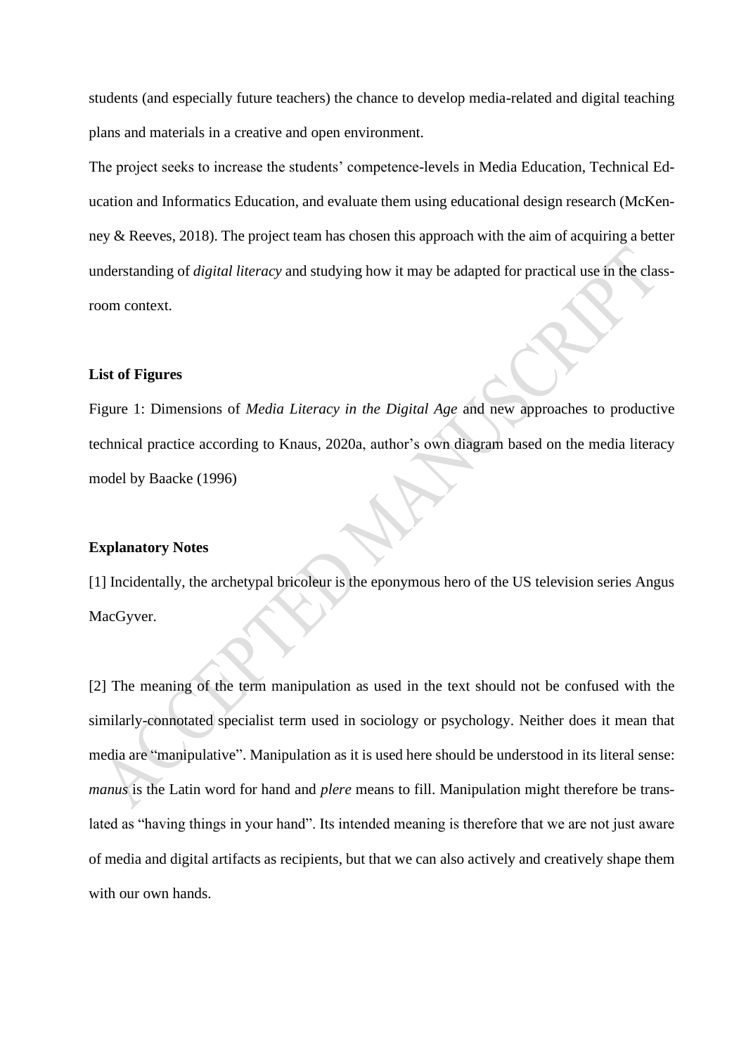students (and especially future teachers) the chance to develop media-related and digital teaching plans and materials in a creative and open environment.

The project seeks to increase the students' competence-levels in Media Education, Technical Education and Informatics Education, and evaluate them using educational design research (McKenney & Reeves, 2018). The project team has chosen this approach with the aim of acquiring a better understanding of *digital literacy* and studying how it may be adapted for practical use in the classroom context.

**List of Figures**

Figure 1: Dimensions of *Media Literacy in the Digital Age* and new approaches to productive technical practice according to Knaus, 2020a, author's own diagram based on the media literacy model by Baacke (1996)

**Explanatory Notes**

[1] Incidentally, the archetypal bricoleur is the eponymous hero of the US television series Angus MacGyver.

[2] The meaning of the term manipulation as used in the text should not be confused with the similarly-connotated specialist term used in sociology or psychology. Neither does it mean that media are "manipulative". Manipulation as it is used here should be understood in its literal sense: *manus* is the Latin word for hand and *plere* means to fill. Manipulation might therefore be translated as "having things in your hand". Its intended meaning is therefore that we are not just aware of media and digital artifacts as recipients, but that we can also actively and creatively shape them with our own hands.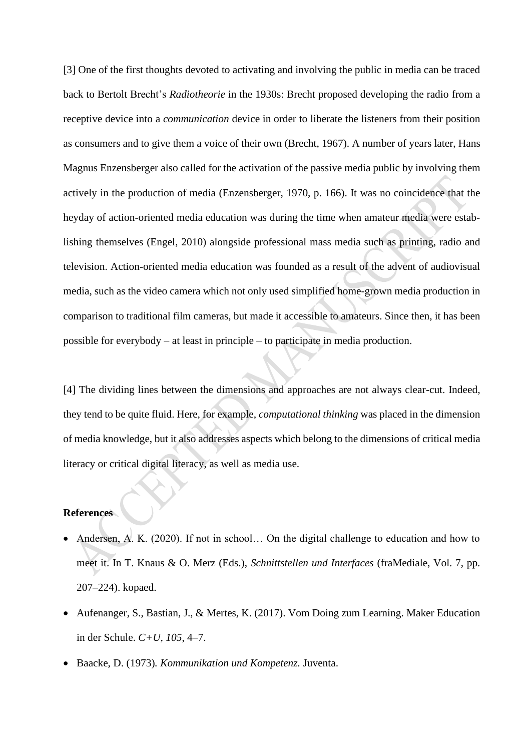[3] One of the first thoughts devoted to activating and involving the public in media can be traced back to Bertolt Brecht's *Radiotheorie* in the 1930s: Brecht proposed developing the radio from a receptive device into a *communication* device in order to liberate the listeners from their position as consumers and to give them a voice of their own (Brecht, 1967). A number of years later, Hans Magnus Enzensberger also called for the activation of the passive media public by involving them actively in the production of media (Enzensberger, 1970, p. 166). It was no coincidence that the heyday of action-oriented media education was during the time when amateur media were establishing themselves (Engel, 2010) alongside professional mass media such as printing, radio and television. Action-oriented media education was founded as a result of the advent of audiovisual media, such as the video camera which not only used simplified home-grown media production in comparison to traditional film cameras, but made it accessible to amateurs. Since then, it has been possible for everybody – at least in principle – to participate in media production.

[4] The dividing lines between the dimensions and approaches are not always clear-cut. Indeed, they tend to be quite fluid. Here, for example, *computational thinking* was placed in the dimension of media knowledge, but it also addresses aspects which belong to the dimensions of critical media literacy or critical digital literacy, as well as media use.

**References**

- Andersen, A. K. (2020). If not in school… On the digital challenge to education and how to meet it. In T. Knaus & O. Merz (Eds.), *Schnittstellen und Interfaces* (fraMediale, Vol. 7, pp. 207–224). kopaed.
- Aufenanger, S., Bastian, J., & Mertes, K. (2017). Vom Doing zum Learning. Maker Education in der Schule. *C+U*, *105*, 4–7.
- Baacke, D. (1973). *Kommunikation und Kompetenz.* Juventa.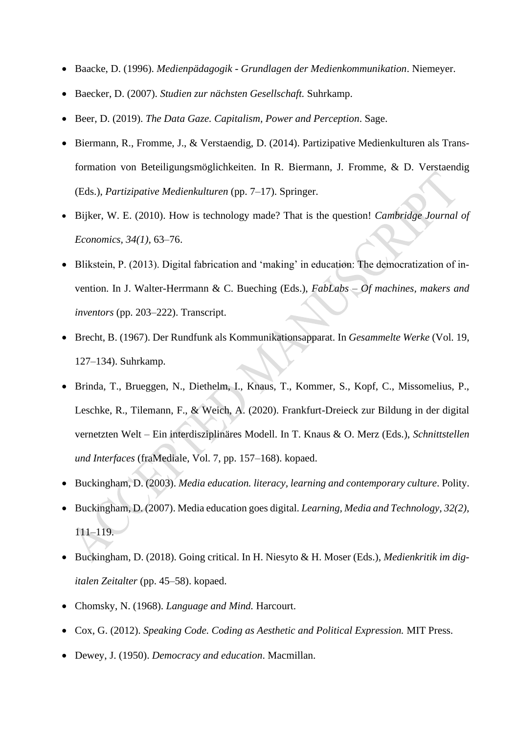- Baacke, D. (1996). *Medienpädagogik - Grundlagen der Medienkommunikation*. Niemeyer.
- Baecker, D. (2007). *Studien zur nächsten Gesellschaft.* Suhrkamp.
- Beer, D. (2019). *The Data Gaze. Capitalism, Power and Perception*. Sage.
- Biermann, R., Fromme, J., & Verstaendig, D. (2014). Partizipative Medienkulturen als Transformation von Beteiligungsmöglichkeiten. In R. Biermann, J. Fromme, & D. Verstaendig (Eds.), *Partizipative Medienkulturen* (pp. 7–17). Springer.
- Bijker, W. E. (2010). How is technology made? That is the question! *Cambridge Journal of Economics, 34(1)*, 63–76.
- Blikstein, P. (2013). Digital fabrication and 'making' in education: The democratization of invention. In J. Walter-Herrmann & C. Bueching (Eds.), *FabLabs – Of machines, makers and inventors* (pp. 203–222). Transcript.
- Brecht, B. (1967). Der Rundfunk als Kommunikationsapparat. In *Gesammelte Werke* (Vol. 19, 127–134). Suhrkamp.
- Brinda, T., Brueggen, N., Diethelm, I., Knaus, T., Kommer, S., Kopf, C., Missomelius, P., Leschke, R., Tilemann, F., & Weich, A. (2020). Frankfurt-Dreieck zur Bildung in der digital vernetzten Welt – Ein interdisziplinäres Modell. In T. Knaus & O. Merz (Eds.), *Schnittstellen und Interfaces* (fraMediale, Vol. 7, pp. 157–168). kopaed.
- Buckingham, D. (2003). *Media education. literacy, learning and contemporary culture*. Polity.
- Buckingham, D. (2007). Media education goes digital. *Learning, Media and Technology, 32(2)*, 111–119.
- Buckingham, D. (2018). Going critical. In H. Niesyto & H. Moser (Eds.), *Medienkritik im digitalen Zeitalter* (pp. 45–58). kopaed.
- Chomsky, N. (1968). *Language and Mind.* Harcourt.
- Cox, G. (2012). *Speaking Code. Coding as Aesthetic and Political Expression.* MIT Press.
- Dewey, J. (1950). *Democracy and education*. Macmillan.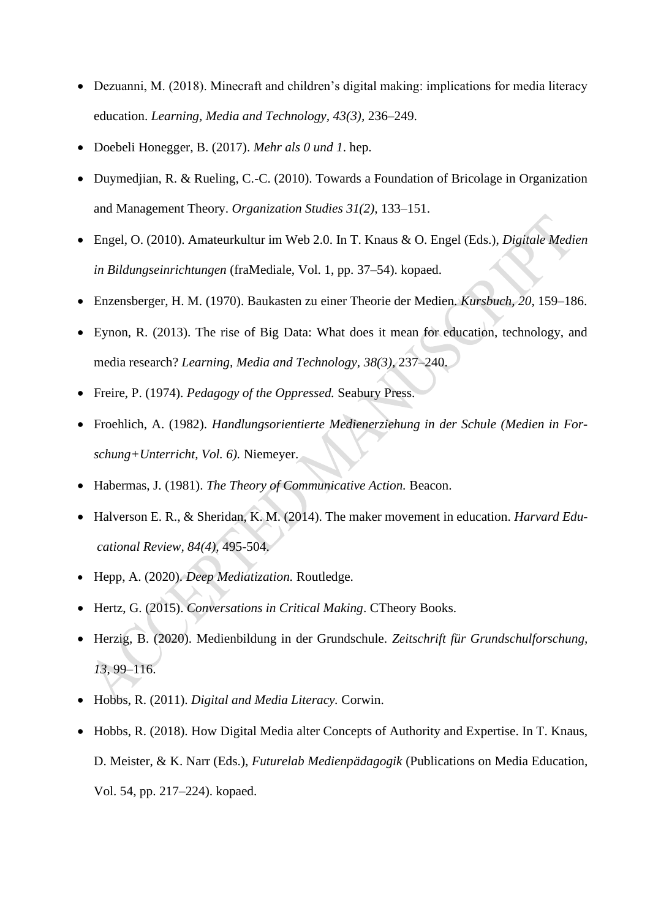- Dezuanni, M. (2018). Minecraft and children's digital making: implications for media literacy education. *Learning, Media and Technology, 43(3)*, 236–249.
- Doebeli Honegger, B. (2017). *Mehr als 0 und 1*. hep.
- Duymedjian, R. & Rueling, C.-C. (2010). Towards a Foundation of Bricolage in Organization and Management Theory. *Organization Studies 31(2)*, 133–151.
- Engel, O. (2010). Amateurkultur im Web 2.0. In T. Knaus & O. Engel (Eds.), *Digitale Medien in Bildungseinrichtungen* (fraMediale, Vol. 1, pp. 37–54). kopaed.
- Enzensberger, H. M. (1970). Baukasten zu einer Theorie der Medien. *Kursbuch, 20*, 159–186.
- Eynon, R. (2013). The rise of Big Data: What does it mean for education, technology, and media research? *Learning, Media and Technology, 38(3)*, 237–240.
- Freire, P. (1974). *Pedagogy of the Oppressed.* Seabury Press.
- Froehlich, A. (1982). *Handlungsorientierte Medienerziehung in der Schule (Medien in Forschung+Unterricht, Vol. 6).* Niemeyer.
- Habermas, J. (1981). *The Theory of Communicative Action.* Beacon.
- Halverson E. R., & Sheridan, K. M. (2014). The maker movement in education. *Harvard Educational Review, 84(4)*, 495-504.
- Hepp, A. (2020). *Deep Mediatization.* Routledge.
- Hertz, G. (2015). *Conversations in Critical Making*. CTheory Books.
- Herzig, B. (2020). Medienbildung in der Grundschule. *Zeitschrift für Grundschulforschung, 13*, 99–116.
- Hobbs, R. (2011). *Digital and Media Literacy.* Corwin.
- Hobbs, R. (2018). How Digital Media alter Concepts of Authority and Expertise. In T. Knaus, D. Meister, & K. Narr (Eds.), *Futurelab Medienpädagogik* (Publications on Media Education, Vol. 54, pp. 217–224). kopaed.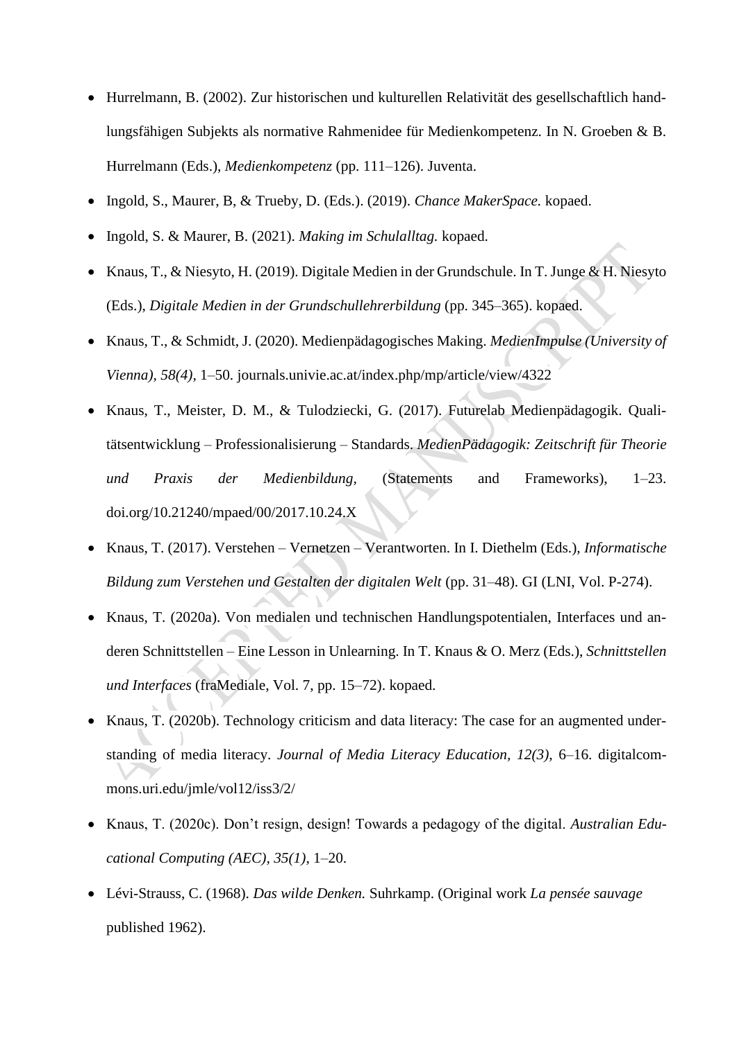- Hurrelmann, B. (2002). Zur historischen und kulturellen Relativität des gesellschaftlich handlungsfähigen Subjekts als normative Rahmenidee für Medienkompetenz. In N. Groeben & B. Hurrelmann (Eds.), *Medienkompetenz* (pp. 111–126). Juventa.
- Ingold, S., Maurer, B, & Trueby, D. (Eds.). (2019). *Chance MakerSpace.* kopaed.
- Ingold, S. & Maurer, B. (2021). *Making im Schulalltag.* kopaed.
- Knaus, T., & Niesyto, H. (2019). Digitale Medien in der Grundschule. In T. Junge & H. Niesyto (Eds.), *Digitale Medien in der Grundschullehrerbildung* (pp. 345–365). kopaed.
- Knaus, T., & Schmidt, J. (2020). Medienpädagogisches Making. *MedienImpulse (University of Vienna), 58(4)*, 1–50. journals.univie.ac.at/index.php/mp/article/view/4322
- Knaus, T., Meister, D. M., & Tulodziecki, G. (2017). Futurelab Medienpädagogik. Qualitätsentwicklung – Professionalisierung – Standards. *MedienPädagogik: Zeitschrift für Theorie und Praxis der Medienbildung,* (Statements and Frameworks), 1–23. doi.org/10.21240/mpaed/00/2017.10.24.X
- Knaus, T. (2017). Verstehen – Vernetzen – Verantworten. In I. Diethelm (Eds.), *Informatische Bildung zum Verstehen und Gestalten der digitalen Welt* (pp. 31–48). GI (LNI, Vol. P-274).
- Knaus, T. (2020a). Von medialen und technischen Handlungspotentialen, Interfaces und anderen Schnittstellen – Eine Lesson in Unlearning. In T. Knaus & O. Merz (Eds.), *Schnittstellen und Interfaces* (fraMediale, Vol. 7, pp. 15–72). kopaed.
- Knaus, T. (2020b). Technology criticism and data literacy: The case for an augmented understanding of media literacy. *Journal of Media Literacy Education, 12(3)*, 6–16. digitalcommons.uri.edu/jmle/vol12/iss3/2/
- Knaus, T. (2020c). Don't resign, design! Towards a pedagogy of the digital. *Australian Educational Computing (AEC), 35(1)*, 1–20.
- Lévi-Strauss, C. (1968). *Das wilde Denken.* Suhrkamp. (Original work *La pensée sauvage* published 1962).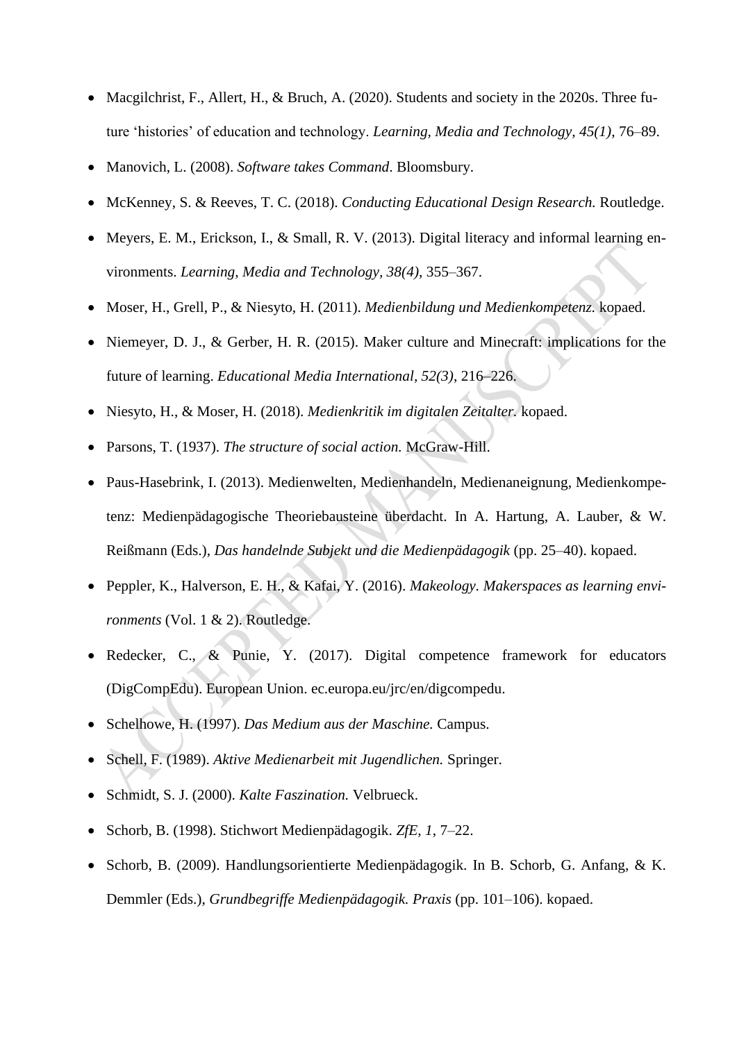- Macgilchrist, F., Allert, H., & Bruch, A. (2020). Students and society in the 2020s. Three future 'histories' of education and technology. *Learning, Media and Technology, 45(1)*, 76–89.
- Manovich, L. (2008). *Software takes Command*. Bloomsbury.
- McKenney, S. & Reeves, T. C. (2018). *Conducting Educational Design Research.* Routledge.
- Meyers, E. M., Erickson, I., & Small, R. V. (2013). Digital literacy and informal learning environments. *Learning, Media and Technology, 38(4)*, 355–367.
- Moser, H., Grell, P., & Niesyto, H. (2011). *Medienbildung und Medienkompetenz.* kopaed.
- Niemeyer, D. J., & Gerber, H. R. (2015). Maker culture and Minecraft: implications for the future of learning. *Educational Media International, 52(3)*, 216–226.
- Niesyto, H., & Moser, H. (2018). *Medienkritik im digitalen Zeitalter.* kopaed.
- Parsons, T. (1937). *The structure of social action.* McGraw-Hill.
- Paus-Hasebrink, I. (2013). Medienwelten, Medienhandeln, Medienaneignung, Medienkompetenz: Medienpädagogische Theoriebausteine überdacht. In A. Hartung, A. Lauber, & W. Reißmann (Eds.), *Das handelnde Subjekt und die Medienpädagogik* (pp. 25–40). kopaed.
- Peppler, K., Halverson, E. H., & Kafai, Y. (2016). *Makeology. Makerspaces as learning environments* (Vol. 1 & 2). Routledge.
- Redecker, C., & Punie, Y. (2017). Digital competence framework for educators (DigCompEdu). European Union. ec.europa.eu/jrc/en/digcompedu.
- Schelhowe, H. (1997). *Das Medium aus der Maschine.* Campus.
- Schell, F. (1989). *Aktive Medienarbeit mit Jugendlichen.* Springer.
- Schmidt, S. J. (2000). *Kalte Faszination.* Velbrueck.
- Schorb, B. (1998). Stichwort Medienpädagogik. *ZfE, 1*, 7–22.
- Schorb, B. (2009). Handlungsorientierte Medienpädagogik. In B. Schorb, G. Anfang, & K. Demmler (Eds.), *Grundbegriffe Medienpädagogik. Praxis* (pp. 101–106). kopaed.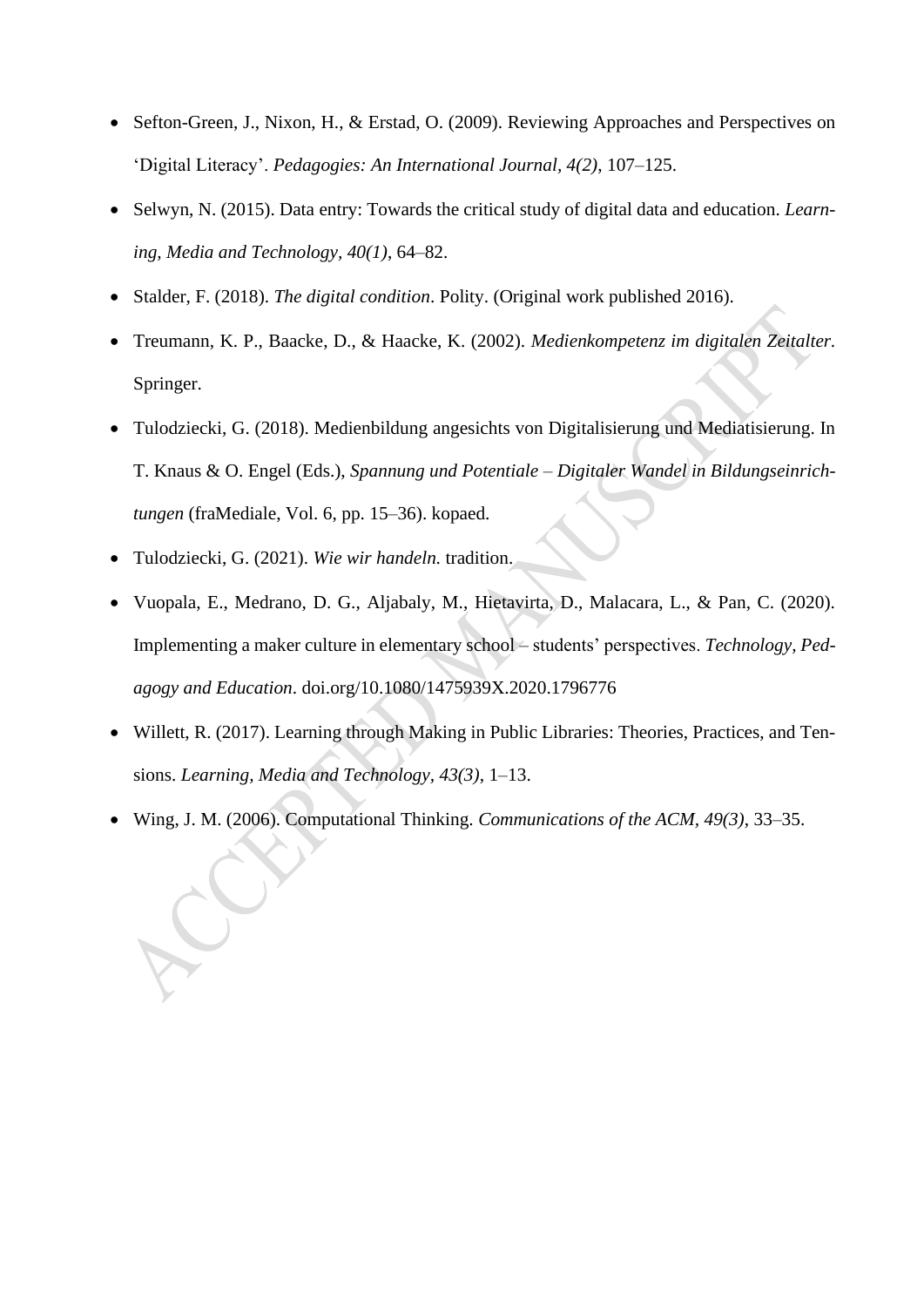- Sefton-Green, J., Nixon, H., & Erstad, O. (2009). Reviewing Approaches and Perspectives on ‘Digital Literacy’. *Pedagogies: An International Journal, 4(2)*, 107–125.
- Selwyn, N. (2015). Data entry: Towards the critical study of digital data and education. *Learning, Media and Technology, 40(1)*, 64–82.
- Stalder, F. (2018). *The digital condition*. Polity. (Original work published 2016).
- Treumann, K. P., Baacke, D., & Haacke, K. (2002). *Medienkompetenz im digitalen Zeitalter*. Springer.
- Tulodziecki, G. (2018). Medienbildung angesichts von Digitalisierung und Mediatisierung. In T. Knaus & O. Engel (Eds.), *Spannung und Potentiale – Digitaler Wandel in Bildungseinrichtungen* (fraMediale, Vol. 6, pp. 15–36). kopaed.
- Tulodziecki, G. (2021). *Wie wir handeln.* tradition.
- Vuopala, E., Medrano, D. G., Aljabaly, M., Hietavirta, D., Malacara, L., & Pan, C. (2020). Implementing a maker culture in elementary school – students’ perspectives. *Technology, Pedagogy and Education*. doi.org/10.1080/1475939X.2020.1796776
- Willett, R. (2017). Learning through Making in Public Libraries: Theories, Practices, and Tensions. *Learning, Media and Technology, 43(3)*, 1–13.
- Wing, J. M. (2006). Computational Thinking. *Communications of the ACM, 49(3)*, 33–35.